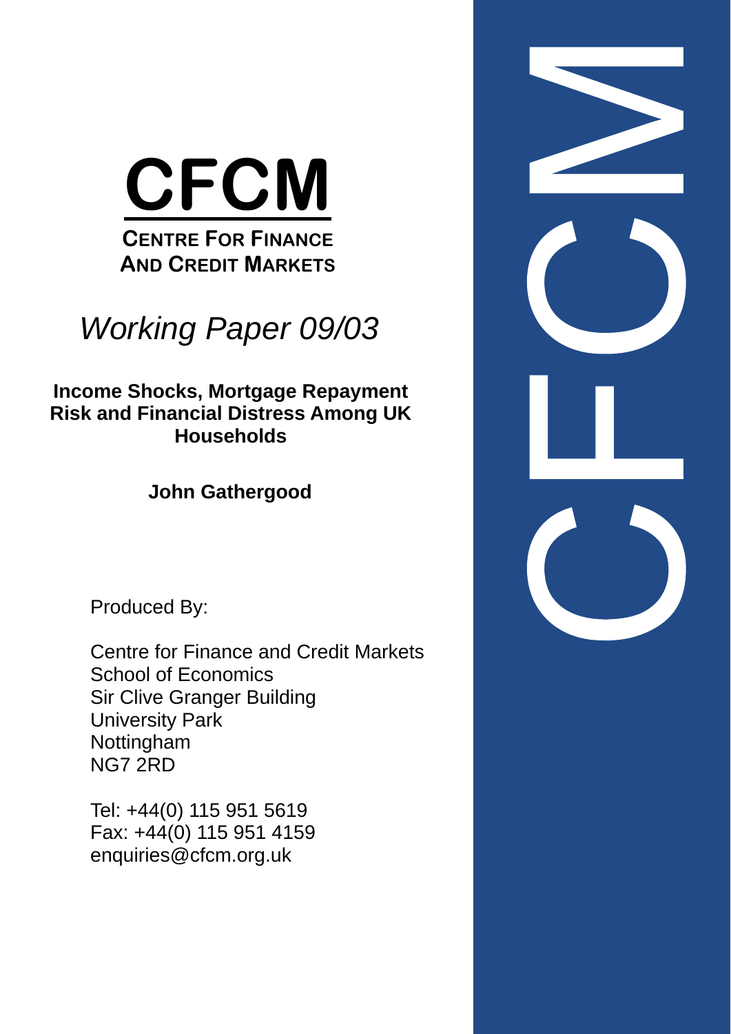# CFCM

**CENTRE FOR FINANCE AND CREDIT MARKETS**

*Working Paper 09/03*

## Income Shocks, Mortgage Repayment Risk and Financial Distress Among UK Households

**John Gathergood**

Produced By:

Centre for Finance and Credit Markets
School of Economics
Sir Clive Granger Building
University Park
Nottingham
NG7 2RD

Tel: +44(0) 115 951 5619
Fax: +44(0) 115 951 4159
enquiries@cfcm.org.uk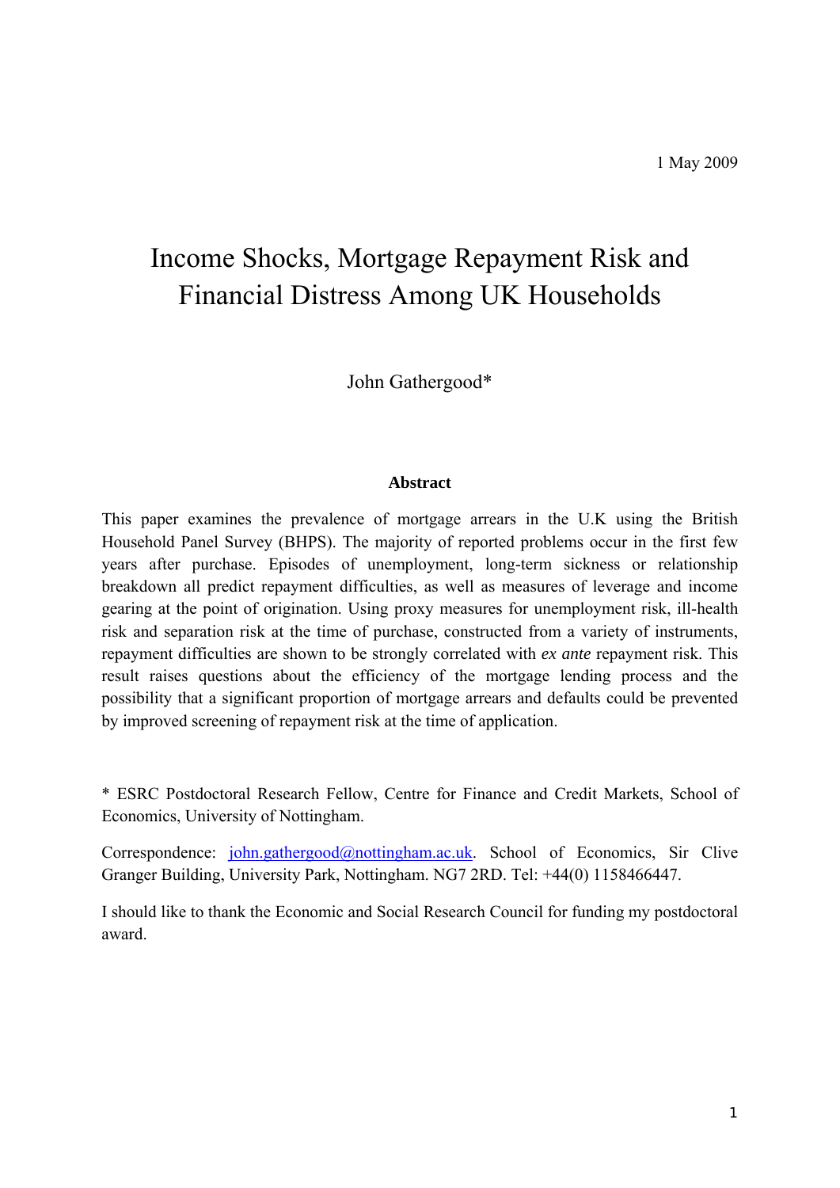1 May 2009

# Income Shocks, Mortgage Repayment Risk and Financial Distress Among UK Households

John Gathergood*

### Abstract

This paper examines the prevalence of mortgage arrears in the U.K using the British Household Panel Survey (BHPS). The majority of reported problems occur in the first few years after purchase. Episodes of unemployment, long-term sickness or relationship breakdown all predict repayment difficulties, as well as measures of leverage and income gearing at the point of origination. Using proxy measures for unemployment risk, ill-health risk and separation risk at the time of purchase, constructed from a variety of instruments, repayment difficulties are shown to be strongly correlated with *ex ante* repayment risk. This result raises questions about the efficiency of the mortgage lending process and the possibility that a significant proportion of mortgage arrears and defaults could be prevented by improved screening of repayment risk at the time of application.

\* ESRC Postdoctoral Research Fellow, Centre for Finance and Credit Markets, School of Economics, University of Nottingham.

Correspondence: john.gathergood@nottingham.ac.uk. School of Economics, Sir Clive Granger Building, University Park, Nottingham. NG7 2RD. Tel: +44(0) 1158466447.

I should like to thank the Economic and Social Research Council for funding my postdoctoral award.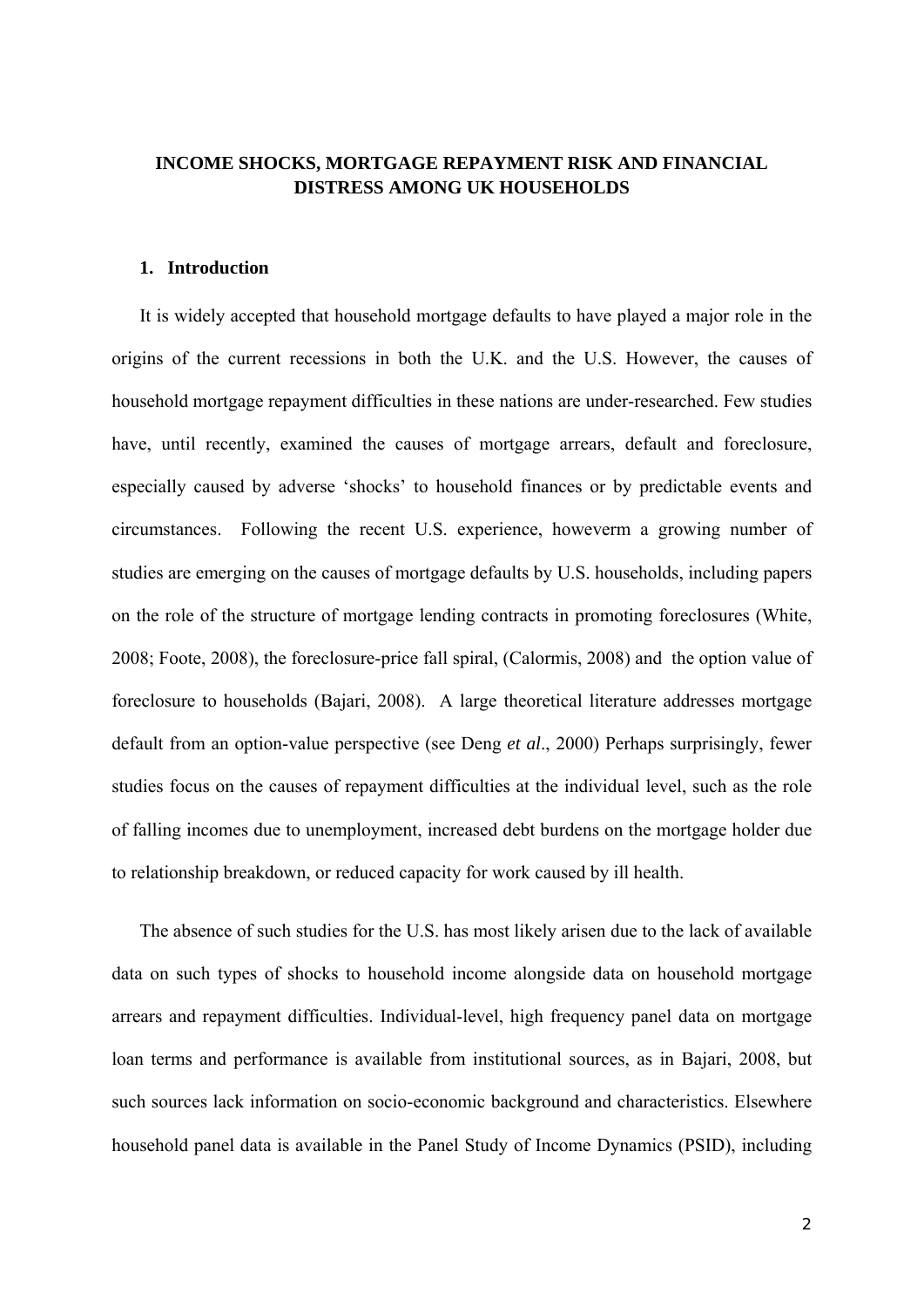**INCOME SHOCKS, MORTGAGE REPAYMENT RISK AND FINANCIAL DISTRESS AMONG UK HOUSEHOLDS**

## 1. Introduction

It is widely accepted that household mortgage defaults to have played a major role in the origins of the current recessions in both the U.K. and the U.S. However, the causes of household mortgage repayment difficulties in these nations are under-researched. Few studies have, until recently, examined the causes of mortgage arrears, default and foreclosure, especially caused by adverse 'shocks' to household finances or by predictable events and circumstances. Following the recent U.S. experience, howeverm a growing number of studies are emerging on the causes of mortgage defaults by U.S. households, including papers on the role of the structure of mortgage lending contracts in promoting foreclosures (White, 2008; Foote, 2008), the foreclosure-price fall spiral, (Calormis, 2008) and the option value of foreclosure to households (Bajari, 2008). A large theoretical literature addresses mortgage default from an option-value perspective (see Deng *et al*., 2000) Perhaps surprisingly, fewer studies focus on the causes of repayment difficulties at the individual level, such as the role of falling incomes due to unemployment, increased debt burdens on the mortgage holder due to relationship breakdown, or reduced capacity for work caused by ill health.

The absence of such studies for the U.S. has most likely arisen due to the lack of available data on such types of shocks to household income alongside data on household mortgage arrears and repayment difficulties. Individual-level, high frequency panel data on mortgage loan terms and performance is available from institutional sources, as in Bajari, 2008, but such sources lack information on socio-economic background and characteristics. Elsewhere household panel data is available in the Panel Study of Income Dynamics (PSID), including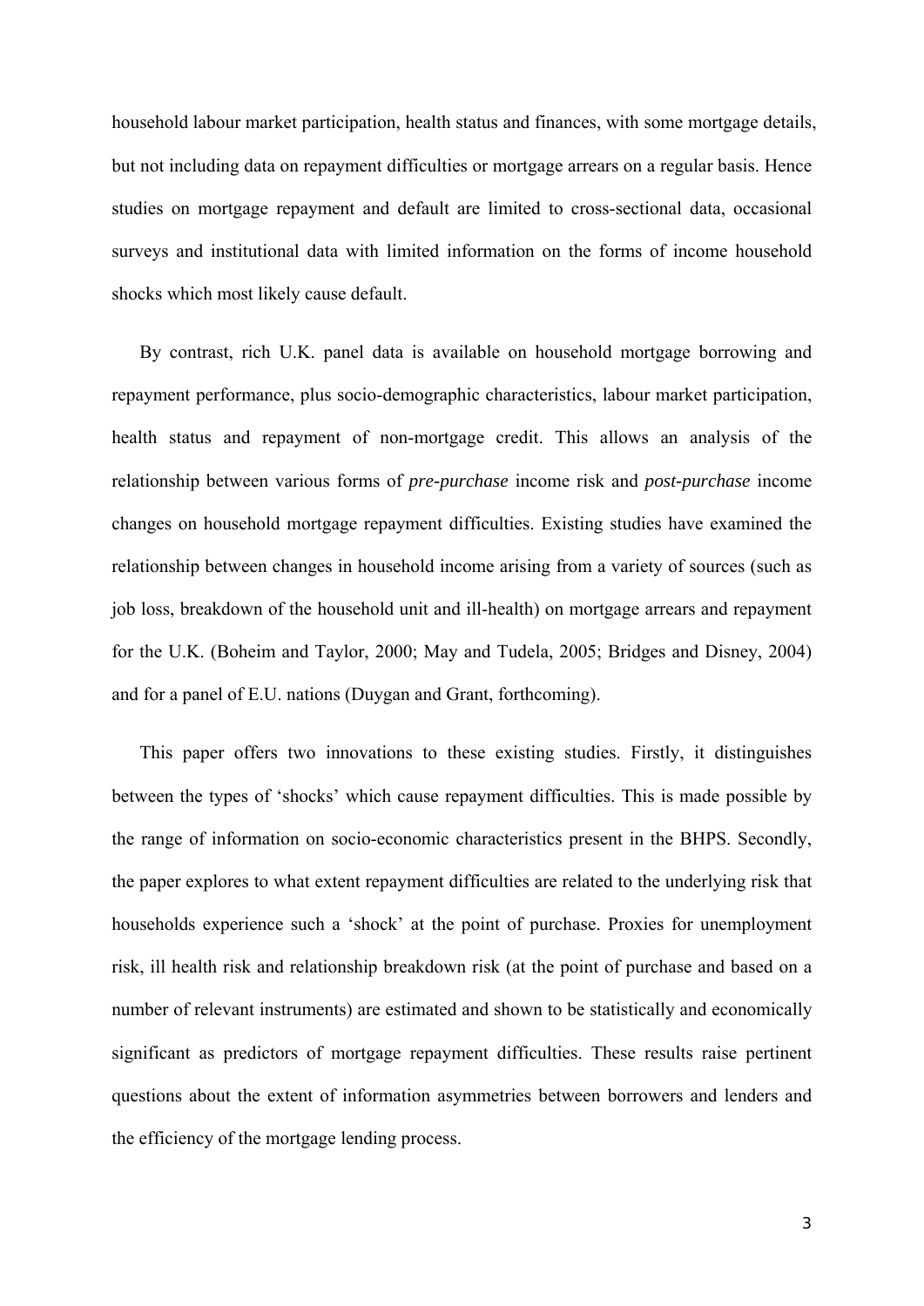household labour market participation, health status and finances, with some mortgage details, but not including data on repayment difficulties or mortgage arrears on a regular basis. Hence studies on mortgage repayment and default are limited to cross-sectional data, occasional surveys and institutional data with limited information on the forms of income household shocks which most likely cause default.

By contrast, rich U.K. panel data is available on household mortgage borrowing and repayment performance, plus socio-demographic characteristics, labour market participation, health status and repayment of non-mortgage credit. This allows an analysis of the relationship between various forms of *pre-purchase* income risk and *post-purchase* income changes on household mortgage repayment difficulties. Existing studies have examined the relationship between changes in household income arising from a variety of sources (such as job loss, breakdown of the household unit and ill-health) on mortgage arrears and repayment for the U.K. (Boheim and Taylor, 2000; May and Tudela, 2005; Bridges and Disney, 2004) and for a panel of E.U. nations (Duygan and Grant, forthcoming).

This paper offers two innovations to these existing studies. Firstly, it distinguishes between the types of 'shocks' which cause repayment difficulties. This is made possible by the range of information on socio-economic characteristics present in the BHPS. Secondly, the paper explores to what extent repayment difficulties are related to the underlying risk that households experience such a 'shock' at the point of purchase. Proxies for unemployment risk, ill health risk and relationship breakdown risk (at the point of purchase and based on a number of relevant instruments) are estimated and shown to be statistically and economically significant as predictors of mortgage repayment difficulties. These results raise pertinent questions about the extent of information asymmetries between borrowers and lenders and the efficiency of the mortgage lending process.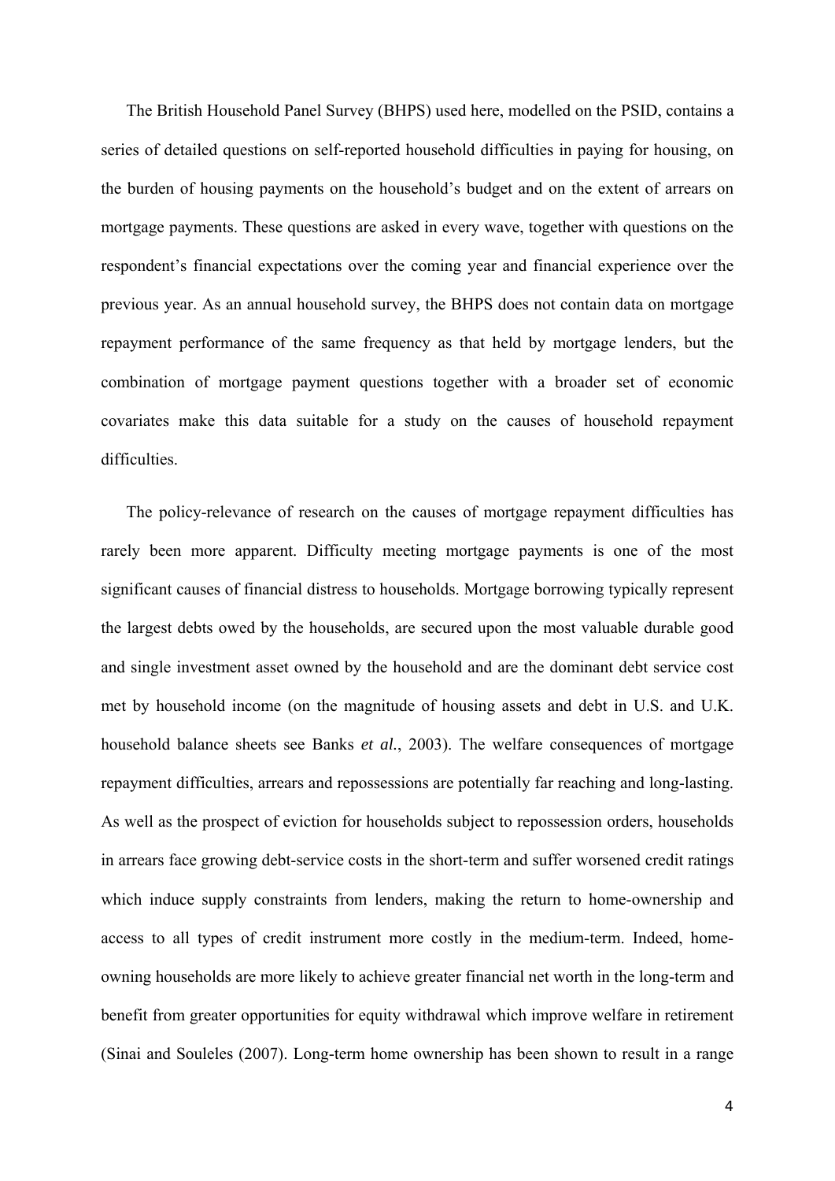The British Household Panel Survey (BHPS) used here, modelled on the PSID, contains a series of detailed questions on self-reported household difficulties in paying for housing, on the burden of housing payments on the household's budget and on the extent of arrears on mortgage payments. These questions are asked in every wave, together with questions on the respondent's financial expectations over the coming year and financial experience over the previous year. As an annual household survey, the BHPS does not contain data on mortgage repayment performance of the same frequency as that held by mortgage lenders, but the combination of mortgage payment questions together with a broader set of economic covariates make this data suitable for a study on the causes of household repayment difficulties.

The policy-relevance of research on the causes of mortgage repayment difficulties has rarely been more apparent. Difficulty meeting mortgage payments is one of the most significant causes of financial distress to households. Mortgage borrowing typically represent the largest debts owed by the households, are secured upon the most valuable durable good and single investment asset owned by the household and are the dominant debt service cost met by household income (on the magnitude of housing assets and debt in U.S. and U.K. household balance sheets see Banks *et al.*, 2003). The welfare consequences of mortgage repayment difficulties, arrears and repossessions are potentially far reaching and long-lasting. As well as the prospect of eviction for households subject to repossession orders, households in arrears face growing debt-service costs in the short-term and suffer worsened credit ratings which induce supply constraints from lenders, making the return to home-ownership and access to all types of credit instrument more costly in the medium-term. Indeed, home-owning households are more likely to achieve greater financial net worth in the long-term and benefit from greater opportunities for equity withdrawal which improve welfare in retirement (Sinai and Souleles (2007). Long-term home ownership has been shown to result in a range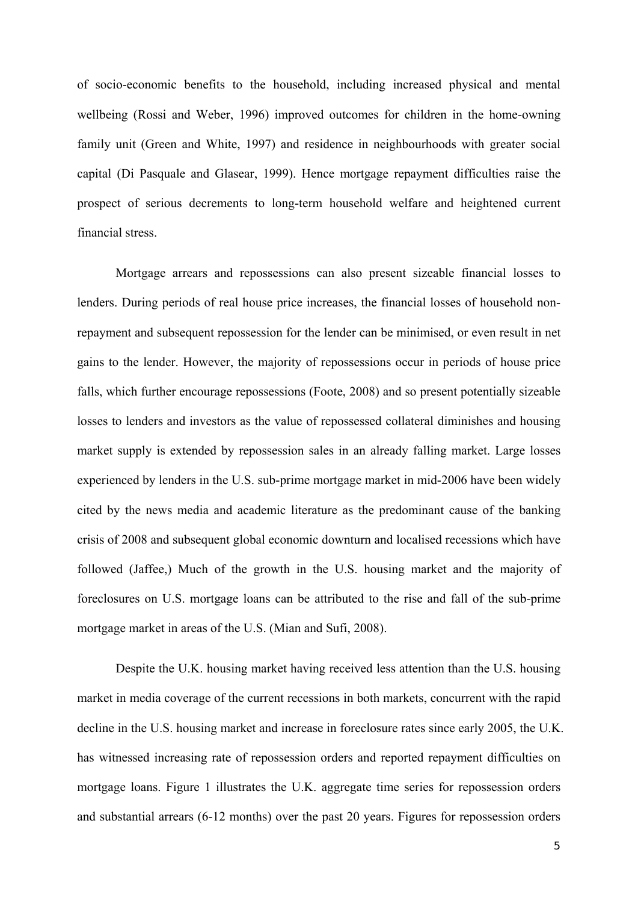of socio-economic benefits to the household, including increased physical and mental wellbeing (Rossi and Weber, 1996) improved outcomes for children in the home-owning family unit (Green and White, 1997) and residence in neighbourhoods with greater social capital (Di Pasquale and Glasear, 1999). Hence mortgage repayment difficulties raise the prospect of serious decrements to long-term household welfare and heightened current financial stress.

Mortgage arrears and repossessions can also present sizeable financial losses to lenders. During periods of real house price increases, the financial losses of household non-repayment and subsequent repossession for the lender can be minimised, or even result in net gains to the lender. However, the majority of repossessions occur in periods of house price falls, which further encourage repossessions (Foote, 2008) and so present potentially sizeable losses to lenders and investors as the value of repossessed collateral diminishes and housing market supply is extended by repossession sales in an already falling market. Large losses experienced by lenders in the U.S. sub-prime mortgage market in mid-2006 have been widely cited by the news media and academic literature as the predominant cause of the banking crisis of 2008 and subsequent global economic downturn and localised recessions which have followed (Jaffee,) Much of the growth in the U.S. housing market and the majority of foreclosures on U.S. mortgage loans can be attributed to the rise and fall of the sub-prime mortgage market in areas of the U.S. (Mian and Sufi, 2008).

Despite the U.K. housing market having received less attention than the U.S. housing market in media coverage of the current recessions in both markets, concurrent with the rapid decline in the U.S. housing market and increase in foreclosure rates since early 2005, the U.K. has witnessed increasing rate of repossession orders and reported repayment difficulties on mortgage loans. Figure 1 illustrates the U.K. aggregate time series for repossession orders and substantial arrears (6-12 months) over the past 20 years. Figures for repossession orders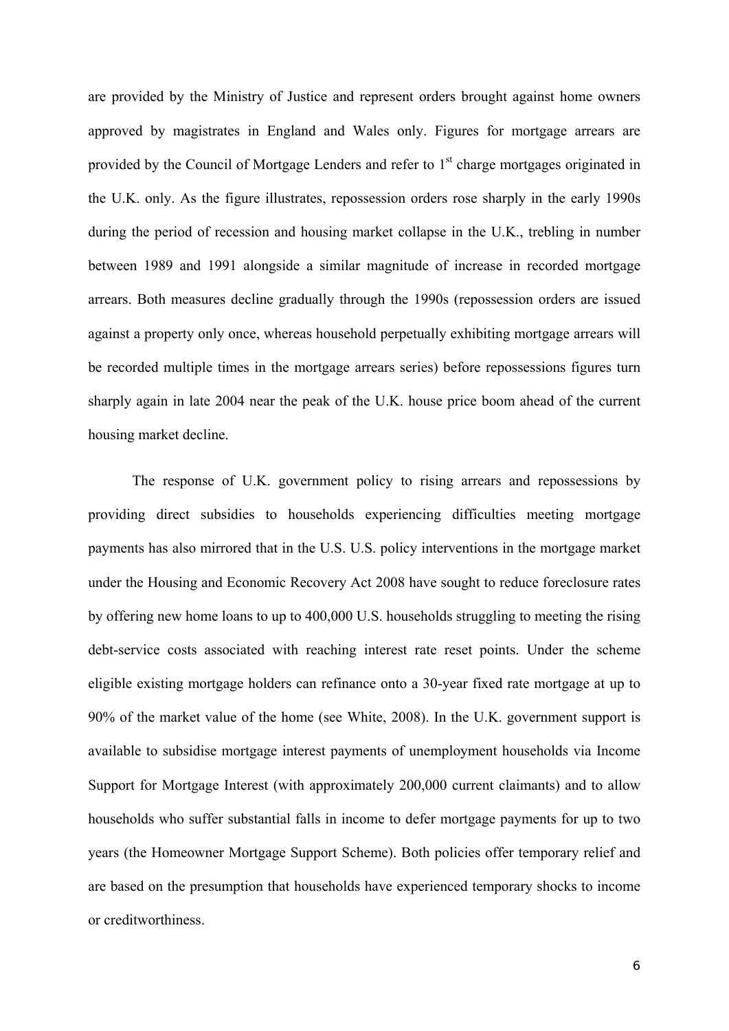are provided by the Ministry of Justice and represent orders brought against home owners approved by magistrates in England and Wales only. Figures for mortgage arrears are provided by the Council of Mortgage Lenders and refer to 1st charge mortgages originated in the U.K. only. As the figure illustrates, repossession orders rose sharply in the early 1990s during the period of recession and housing market collapse in the U.K., trebling in number between 1989 and 1991 alongside a similar magnitude of increase in recorded mortgage arrears. Both measures decline gradually through the 1990s (repossession orders are issued against a property only once, whereas household perpetually exhibiting mortgage arrears will be recorded multiple times in the mortgage arrears series) before repossessions figures turn sharply again in late 2004 near the peak of the U.K. house price boom ahead of the current housing market decline.

The response of U.K. government policy to rising arrears and repossessions by providing direct subsidies to households experiencing difficulties meeting mortgage payments has also mirrored that in the U.S. U.S. policy interventions in the mortgage market under the Housing and Economic Recovery Act 2008 have sought to reduce foreclosure rates by offering new home loans to up to 400,000 U.S. households struggling to meeting the rising debt-service costs associated with reaching interest rate reset points. Under the scheme eligible existing mortgage holders can refinance onto a 30-year fixed rate mortgage at up to 90% of the market value of the home (see White, 2008). In the U.K. government support is available to subsidise mortgage interest payments of unemployment households via Income Support for Mortgage Interest (with approximately 200,000 current claimants) and to allow households who suffer substantial falls in income to defer mortgage payments for up to two years (the Homeowner Mortgage Support Scheme). Both policies offer temporary relief and are based on the presumption that households have experienced temporary shocks to income or creditworthiness.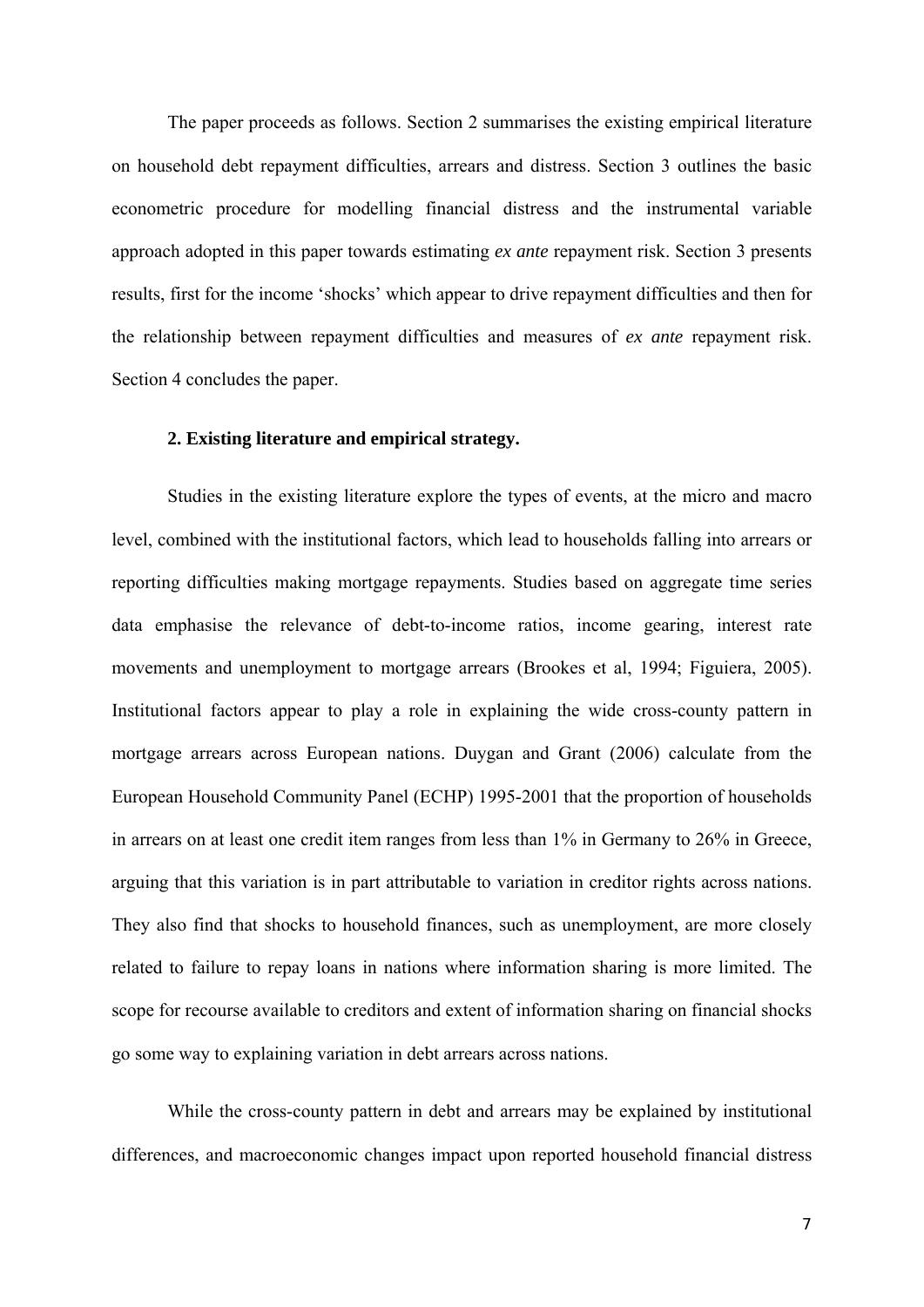The paper proceeds as follows. Section 2 summarises the existing empirical literature on household debt repayment difficulties, arrears and distress. Section 3 outlines the basic econometric procedure for modelling financial distress and the instrumental variable approach adopted in this paper towards estimating *ex ante* repayment risk. Section 3 presents results, first for the income 'shocks' which appear to drive repayment difficulties and then for the relationship between repayment difficulties and measures of *ex ante* repayment risk. Section 4 concludes the paper.

**2. Existing literature and empirical strategy.**

Studies in the existing literature explore the types of events, at the micro and macro level, combined with the institutional factors, which lead to households falling into arrears or reporting difficulties making mortgage repayments. Studies based on aggregate time series data emphasise the relevance of debt-to-income ratios, income gearing, interest rate movements and unemployment to mortgage arrears (Brookes et al, 1994; Figuiera, 2005). Institutional factors appear to play a role in explaining the wide cross-county pattern in mortgage arrears across European nations. Duygan and Grant (2006) calculate from the European Household Community Panel (ECHP) 1995-2001 that the proportion of households in arrears on at least one credit item ranges from less than 1% in Germany to 26% in Greece, arguing that this variation is in part attributable to variation in creditor rights across nations. They also find that shocks to household finances, such as unemployment, are more closely related to failure to repay loans in nations where information sharing is more limited. The scope for recourse available to creditors and extent of information sharing on financial shocks go some way to explaining variation in debt arrears across nations.

While the cross-county pattern in debt and arrears may be explained by institutional differences, and macroeconomic changes impact upon reported household financial distress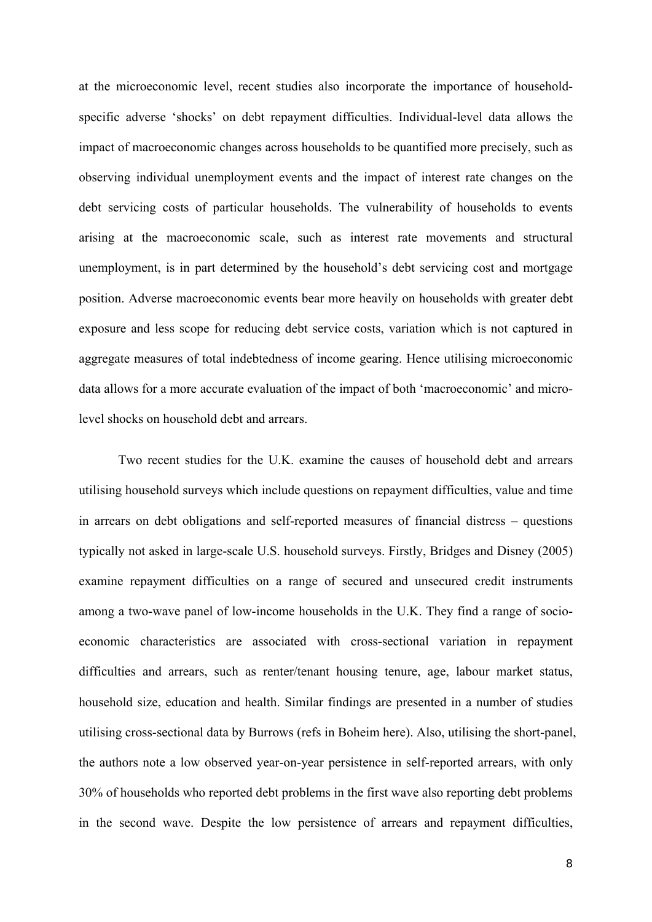at the microeconomic level, recent studies also incorporate the importance of household-specific adverse 'shocks' on debt repayment difficulties. Individual-level data allows the impact of macroeconomic changes across households to be quantified more precisely, such as observing individual unemployment events and the impact of interest rate changes on the debt servicing costs of particular households. The vulnerability of households to events arising at the macroeconomic scale, such as interest rate movements and structural unemployment, is in part determined by the household's debt servicing cost and mortgage position. Adverse macroeconomic events bear more heavily on households with greater debt exposure and less scope for reducing debt service costs, variation which is not captured in aggregate measures of total indebtedness of income gearing. Hence utilising microeconomic data allows for a more accurate evaluation of the impact of both 'macroeconomic' and micro-level shocks on household debt and arrears.

Two recent studies for the U.K. examine the causes of household debt and arrears utilising household surveys which include questions on repayment difficulties, value and time in arrears on debt obligations and self-reported measures of financial distress – questions typically not asked in large-scale U.S. household surveys. Firstly, Bridges and Disney (2005) examine repayment difficulties on a range of secured and unsecured credit instruments among a two-wave panel of low-income households in the U.K. They find a range of socio-economic characteristics are associated with cross-sectional variation in repayment difficulties and arrears, such as renter/tenant housing tenure, age, labour market status, household size, education and health. Similar findings are presented in a number of studies utilising cross-sectional data by Burrows (refs in Boheim here). Also, utilising the short-panel, the authors note a low observed year-on-year persistence in self-reported arrears, with only 30% of households who reported debt problems in the first wave also reporting debt problems in the second wave. Despite the low persistence of arrears and repayment difficulties,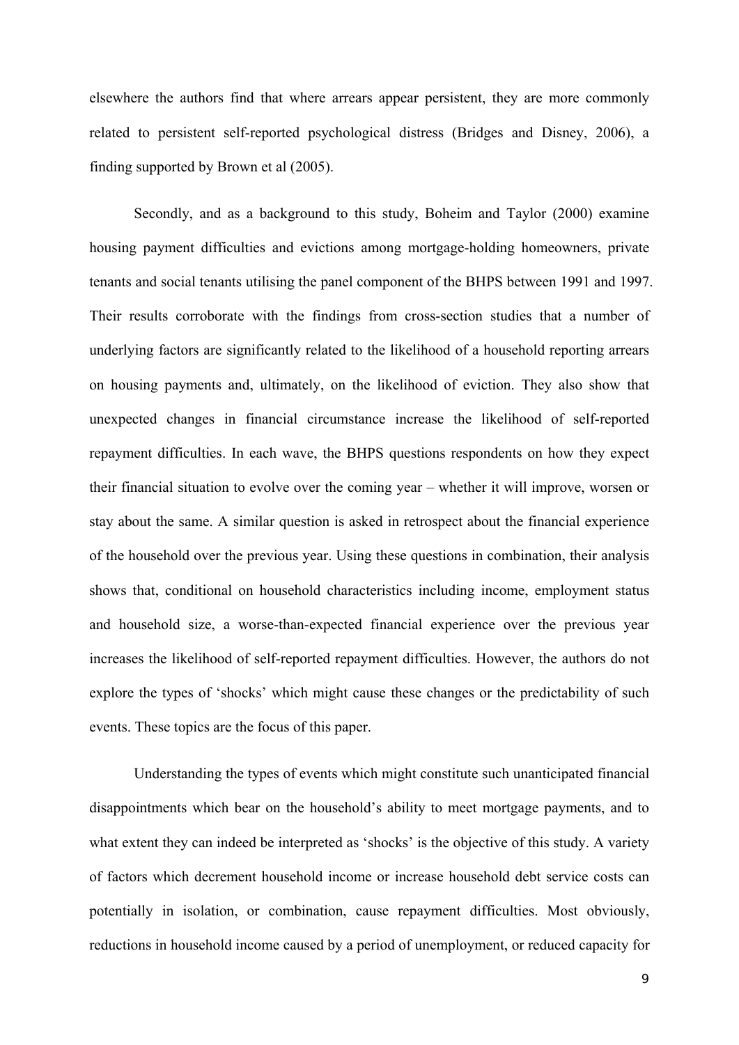elsewhere the authors find that where arrears appear persistent, they are more commonly related to persistent self-reported psychological distress (Bridges and Disney, 2006), a finding supported by Brown et al (2005).

Secondly, and as a background to this study, Boheim and Taylor (2000) examine housing payment difficulties and evictions among mortgage-holding homeowners, private tenants and social tenants utilising the panel component of the BHPS between 1991 and 1997. Their results corroborate with the findings from cross-section studies that a number of underlying factors are significantly related to the likelihood of a household reporting arrears on housing payments and, ultimately, on the likelihood of eviction. They also show that unexpected changes in financial circumstance increase the likelihood of self-reported repayment difficulties. In each wave, the BHPS questions respondents on how they expect their financial situation to evolve over the coming year – whether it will improve, worsen or stay about the same. A similar question is asked in retrospect about the financial experience of the household over the previous year. Using these questions in combination, their analysis shows that, conditional on household characteristics including income, employment status and household size, a worse-than-expected financial experience over the previous year increases the likelihood of self-reported repayment difficulties. However, the authors do not explore the types of 'shocks' which might cause these changes or the predictability of such events. These topics are the focus of this paper.

Understanding the types of events which might constitute such unanticipated financial disappointments which bear on the household's ability to meet mortgage payments, and to what extent they can indeed be interpreted as 'shocks' is the objective of this study. A variety of factors which decrement household income or increase household debt service costs can potentially in isolation, or combination, cause repayment difficulties. Most obviously, reductions in household income caused by a period of unemployment, or reduced capacity for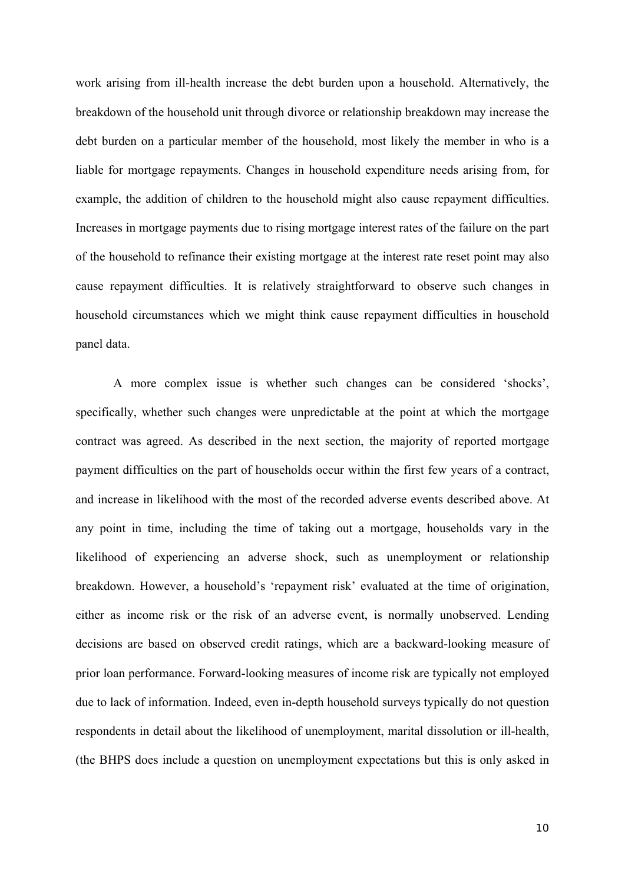work arising from ill-health increase the debt burden upon a household. Alternatively, the breakdown of the household unit through divorce or relationship breakdown may increase the debt burden on a particular member of the household, most likely the member in who is a liable for mortgage repayments. Changes in household expenditure needs arising from, for example, the addition of children to the household might also cause repayment difficulties. Increases in mortgage payments due to rising mortgage interest rates of the failure on the part of the household to refinance their existing mortgage at the interest rate reset point may also cause repayment difficulties. It is relatively straightforward to observe such changes in household circumstances which we might think cause repayment difficulties in household panel data.

A more complex issue is whether such changes can be considered 'shocks', specifically, whether such changes were unpredictable at the point at which the mortgage contract was agreed. As described in the next section, the majority of reported mortgage payment difficulties on the part of households occur within the first few years of a contract, and increase in likelihood with the most of the recorded adverse events described above. At any point in time, including the time of taking out a mortgage, households vary in the likelihood of experiencing an adverse shock, such as unemployment or relationship breakdown. However, a household's 'repayment risk' evaluated at the time of origination, either as income risk or the risk of an adverse event, is normally unobserved. Lending decisions are based on observed credit ratings, which are a backward-looking measure of prior loan performance. Forward-looking measures of income risk are typically not employed due to lack of information. Indeed, even in-depth household surveys typically do not question respondents in detail about the likelihood of unemployment, marital dissolution or ill-health, (the BHPS does include a question on unemployment expectations but this is only asked in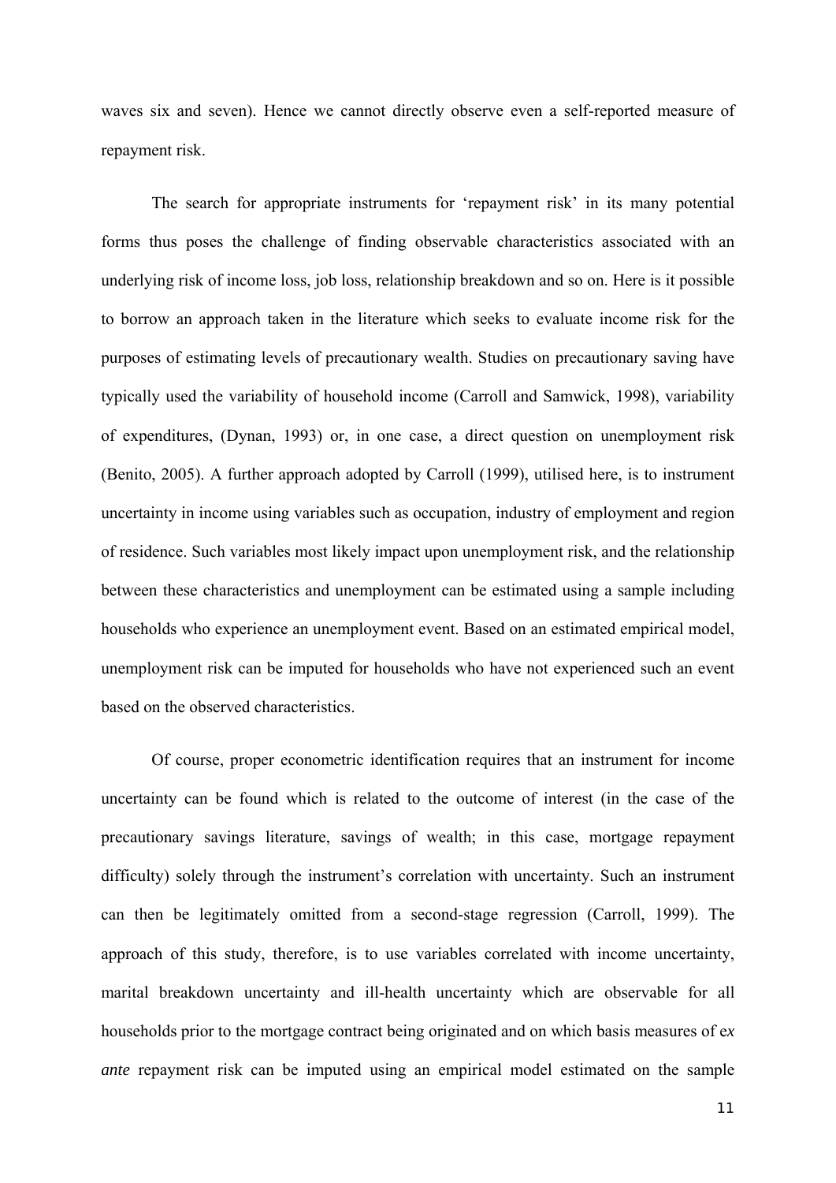waves six and seven). Hence we cannot directly observe even a self-reported measure of repayment risk.

The search for appropriate instruments for 'repayment risk' in its many potential forms thus poses the challenge of finding observable characteristics associated with an underlying risk of income loss, job loss, relationship breakdown and so on. Here is it possible to borrow an approach taken in the literature which seeks to evaluate income risk for the purposes of estimating levels of precautionary wealth. Studies on precautionary saving have typically used the variability of household income (Carroll and Samwick, 1998), variability of expenditures, (Dynan, 1993) or, in one case, a direct question on unemployment risk (Benito, 2005). A further approach adopted by Carroll (1999), utilised here, is to instrument uncertainty in income using variables such as occupation, industry of employment and region of residence. Such variables most likely impact upon unemployment risk, and the relationship between these characteristics and unemployment can be estimated using a sample including households who experience an unemployment event. Based on an estimated empirical model, unemployment risk can be imputed for households who have not experienced such an event based on the observed characteristics.

Of course, proper econometric identification requires that an instrument for income uncertainty can be found which is related to the outcome of interest (in the case of the precautionary savings literature, savings of wealth; in this case, mortgage repayment difficulty) solely through the instrument's correlation with uncertainty. Such an instrument can then be legitimately omitted from a second-stage regression (Carroll, 1999). The approach of this study, therefore, is to use variables correlated with income uncertainty, marital breakdown uncertainty and ill-health uncertainty which are observable for all households prior to the mortgage contract being originated and on which basis measures of *ex ante* repayment risk can be imputed using an empirical model estimated on the sample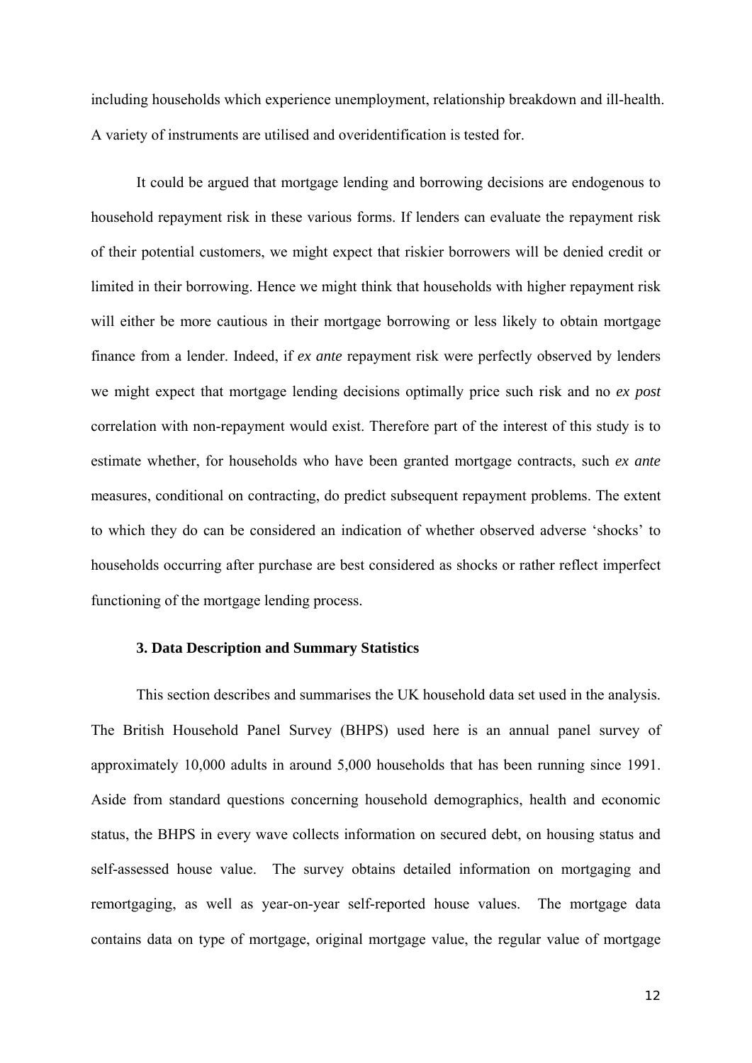including households which experience unemployment, relationship breakdown and ill-health. A variety of instruments are utilised and overidentification is tested for.

It could be argued that mortgage lending and borrowing decisions are endogenous to household repayment risk in these various forms. If lenders can evaluate the repayment risk of their potential customers, we might expect that riskier borrowers will be denied credit or limited in their borrowing. Hence we might think that households with higher repayment risk will either be more cautious in their mortgage borrowing or less likely to obtain mortgage finance from a lender. Indeed, if *ex ante* repayment risk were perfectly observed by lenders we might expect that mortgage lending decisions optimally price such risk and no *ex post* correlation with non-repayment would exist. Therefore part of the interest of this study is to estimate whether, for households who have been granted mortgage contracts, such *ex ante* measures, conditional on contracting, do predict subsequent repayment problems. The extent to which they do can be considered an indication of whether observed adverse 'shocks' to households occurring after purchase are best considered as shocks or rather reflect imperfect functioning of the mortgage lending process.

### 3. Data Description and Summary Statistics

This section describes and summarises the UK household data set used in the analysis. The British Household Panel Survey (BHPS) used here is an annual panel survey of approximately 10,000 adults in around 5,000 households that has been running since 1991. Aside from standard questions concerning household demographics, health and economic status, the BHPS in every wave collects information on secured debt, on housing status and self-assessed house value. The survey obtains detailed information on mortgaging and remortgaging, as well as year-on-year self-reported house values. The mortgage data contains data on type of mortgage, original mortgage value, the regular value of mortgage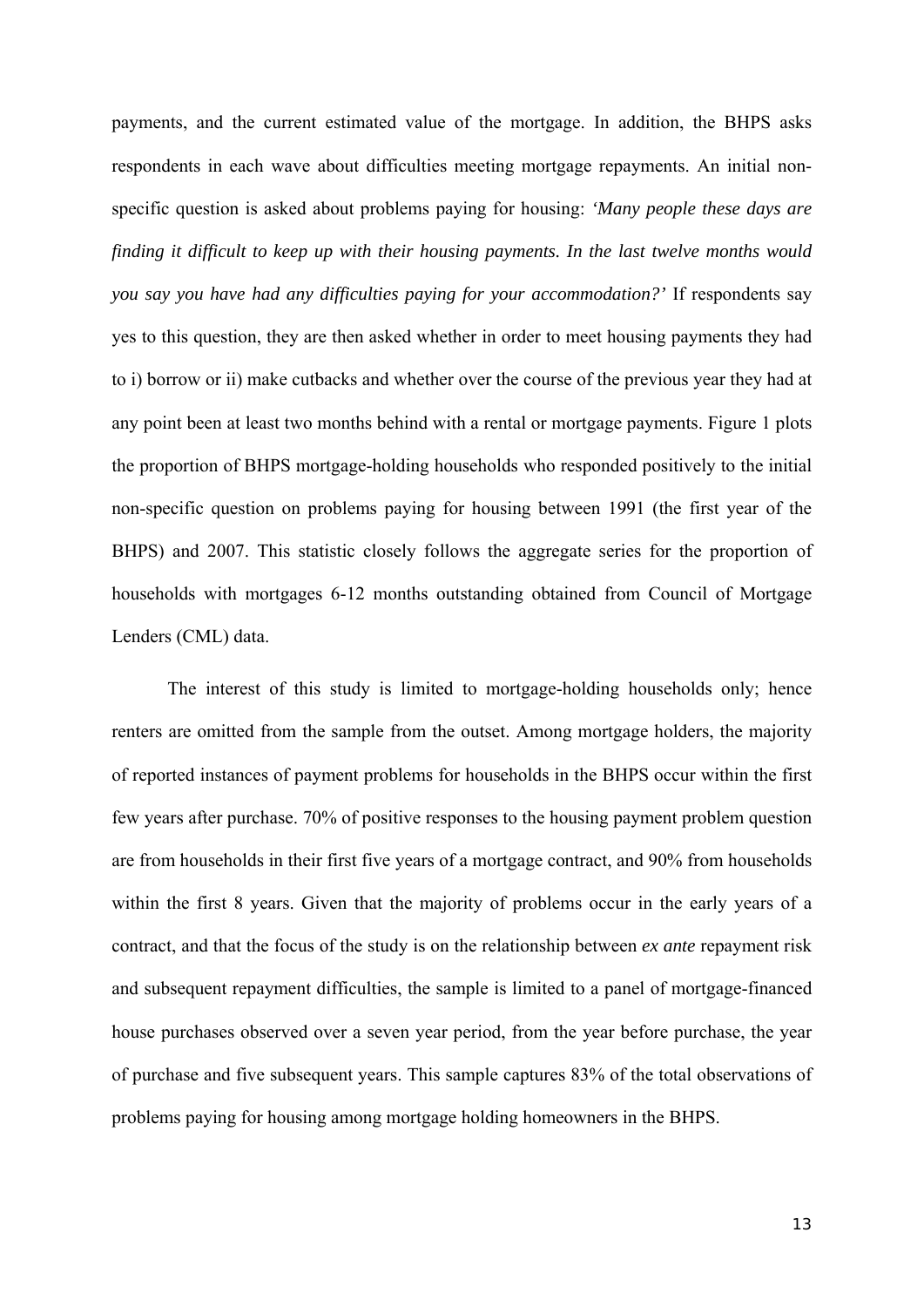payments, and the current estimated value of the mortgage. In addition, the BHPS asks respondents in each wave about difficulties meeting mortgage repayments. An initial non-specific question is asked about problems paying for housing: *'Many people these days are finding it difficult to keep up with their housing payments. In the last twelve months would you say you have had any difficulties paying for your accommodation?'* If respondents say yes to this question, they are then asked whether in order to meet housing payments they had to i) borrow or ii) make cutbacks and whether over the course of the previous year they had at any point been at least two months behind with a rental or mortgage payments. Figure 1 plots the proportion of BHPS mortgage-holding households who responded positively to the initial non-specific question on problems paying for housing between 1991 (the first year of the BHPS) and 2007. This statistic closely follows the aggregate series for the proportion of households with mortgages 6-12 months outstanding obtained from Council of Mortgage Lenders (CML) data.

The interest of this study is limited to mortgage-holding households only; hence renters are omitted from the sample from the outset. Among mortgage holders, the majority of reported instances of payment problems for households in the BHPS occur within the first few years after purchase. 70% of positive responses to the housing payment problem question are from households in their first five years of a mortgage contract, and 90% from households within the first 8 years. Given that the majority of problems occur in the early years of a contract, and that the focus of the study is on the relationship between *ex ante* repayment risk and subsequent repayment difficulties, the sample is limited to a panel of mortgage-financed house purchases observed over a seven year period, from the year before purchase, the year of purchase and five subsequent years. This sample captures 83% of the total observations of problems paying for housing among mortgage holding homeowners in the BHPS.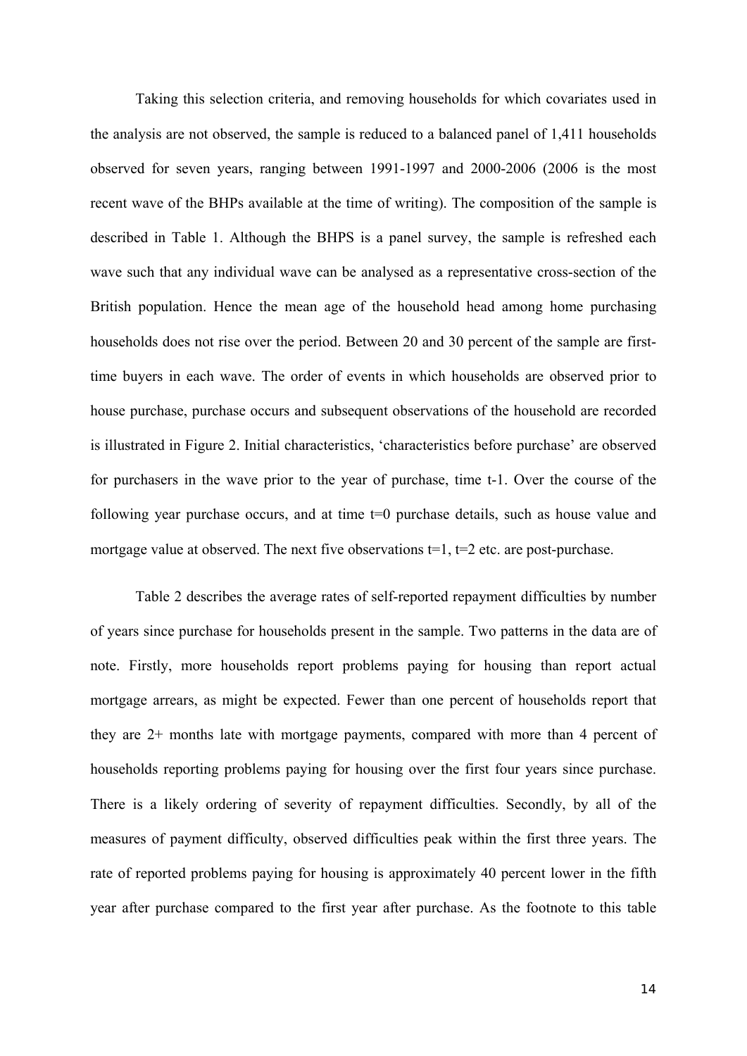Taking this selection criteria, and removing households for which covariates used in the analysis are not observed, the sample is reduced to a balanced panel of 1,411 households observed for seven years, ranging between 1991-1997 and 2000-2006 (2006 is the most recent wave of the BHPs available at the time of writing). The composition of the sample is described in Table 1. Although the BHPS is a panel survey, the sample is refreshed each wave such that any individual wave can be analysed as a representative cross-section of the British population. Hence the mean age of the household head among home purchasing households does not rise over the period. Between 20 and 30 percent of the sample are first-time buyers in each wave. The order of events in which households are observed prior to house purchase, purchase occurs and subsequent observations of the household are recorded is illustrated in Figure 2. Initial characteristics, 'characteristics before purchase' are observed for purchasers in the wave prior to the year of purchase, time t-1. Over the course of the following year purchase occurs, and at time t=0 purchase details, such as house value and mortgage value at observed. The next five observations t=1, t=2 etc. are post-purchase.

Table 2 describes the average rates of self-reported repayment difficulties by number of years since purchase for households present in the sample. Two patterns in the data are of note. Firstly, more households report problems paying for housing than report actual mortgage arrears, as might be expected. Fewer than one percent of households report that they are 2+ months late with mortgage payments, compared with more than 4 percent of households reporting problems paying for housing over the first four years since purchase. There is a likely ordering of severity of repayment difficulties. Secondly, by all of the measures of payment difficulty, observed difficulties peak within the first three years. The rate of reported problems paying for housing is approximately 40 percent lower in the fifth year after purchase compared to the first year after purchase. As the footnote to this table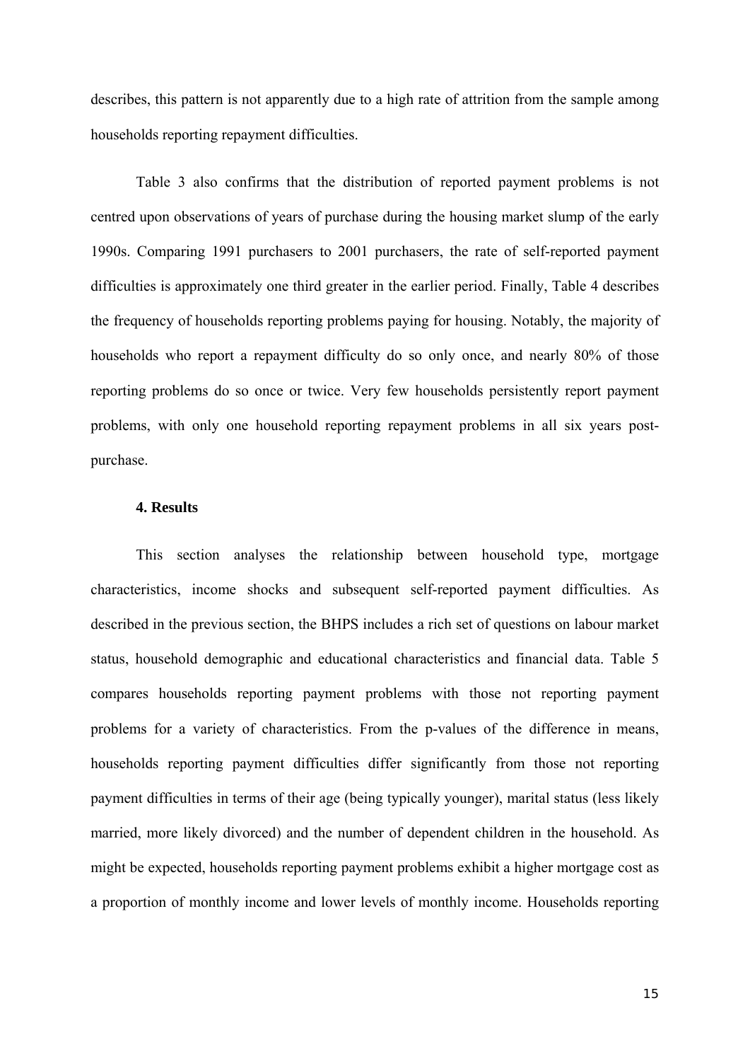describes, this pattern is not apparently due to a high rate of attrition from the sample among households reporting repayment difficulties.

Table 3 also confirms that the distribution of reported payment problems is not centred upon observations of years of purchase during the housing market slump of the early 1990s. Comparing 1991 purchasers to 2001 purchasers, the rate of self-reported payment difficulties is approximately one third greater in the earlier period. Finally, Table 4 describes the frequency of households reporting problems paying for housing. Notably, the majority of households who report a repayment difficulty do so only once, and nearly 80% of those reporting problems do so once or twice. Very few households persistently report payment problems, with only one household reporting repayment problems in all six years post-purchase.

### 4. Results

This section analyses the relationship between household type, mortgage characteristics, income shocks and subsequent self-reported payment difficulties. As described in the previous section, the BHPS includes a rich set of questions on labour market status, household demographic and educational characteristics and financial data. Table 5 compares households reporting payment problems with those not reporting payment problems for a variety of characteristics. From the p-values of the difference in means, households reporting payment difficulties differ significantly from those not reporting payment difficulties in terms of their age (being typically younger), marital status (less likely married, more likely divorced) and the number of dependent children in the household. As might be expected, households reporting payment problems exhibit a higher mortgage cost as a proportion of monthly income and lower levels of monthly income. Households reporting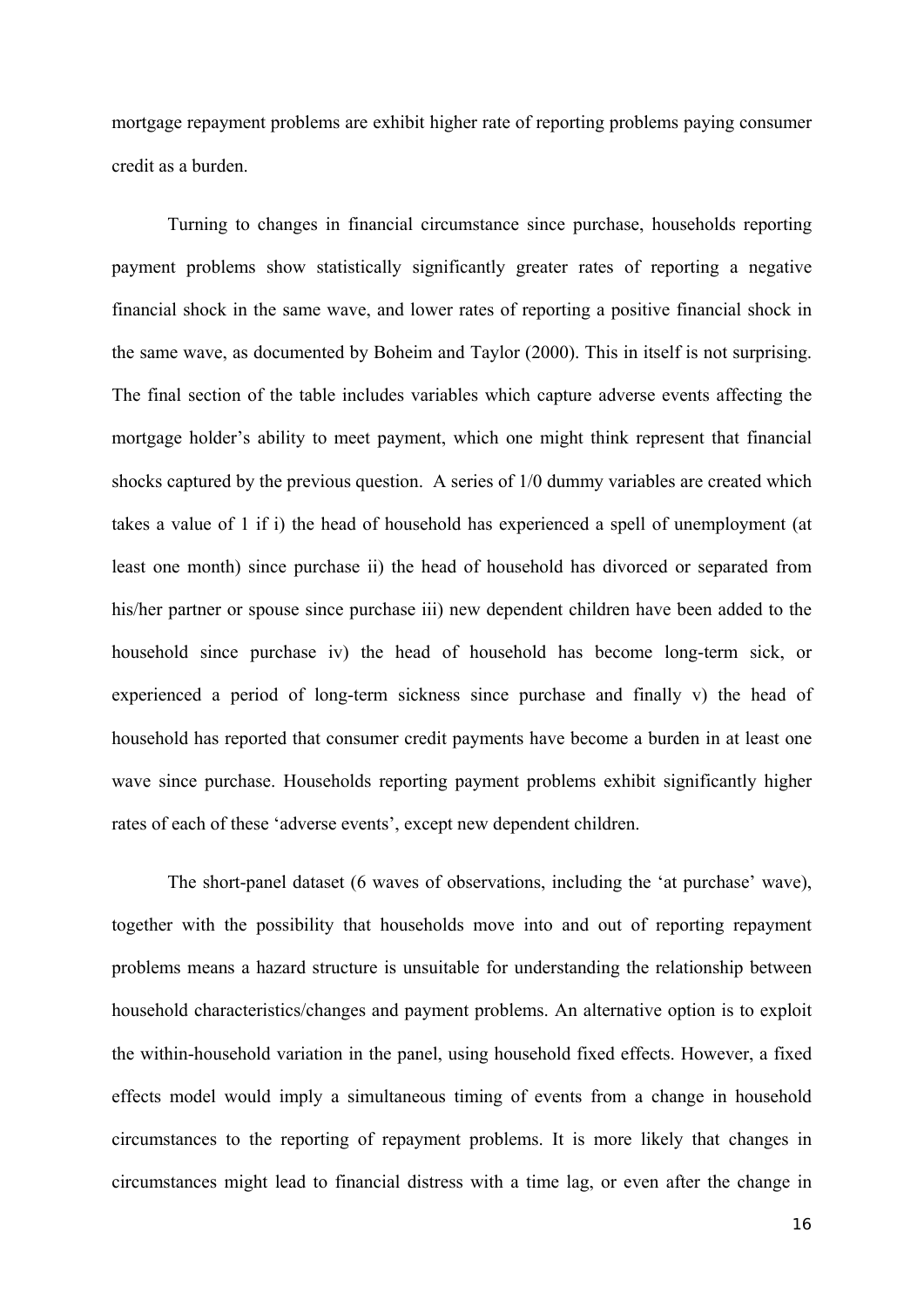mortgage repayment problems are exhibit higher rate of reporting problems paying consumer credit as a burden.

Turning to changes in financial circumstance since purchase, households reporting payment problems show statistically significantly greater rates of reporting a negative financial shock in the same wave, and lower rates of reporting a positive financial shock in the same wave, as documented by Boheim and Taylor (2000). This in itself is not surprising. The final section of the table includes variables which capture adverse events affecting the mortgage holder's ability to meet payment, which one might think represent that financial shocks captured by the previous question. A series of 1/0 dummy variables are created which takes a value of 1 if i) the head of household has experienced a spell of unemployment (at least one month) since purchase ii) the head of household has divorced or separated from his/her partner or spouse since purchase iii) new dependent children have been added to the household since purchase iv) the head of household has become long-term sick, or experienced a period of long-term sickness since purchase and finally v) the head of household has reported that consumer credit payments have become a burden in at least one wave since purchase. Households reporting payment problems exhibit significantly higher rates of each of these 'adverse events', except new dependent children.

The short-panel dataset (6 waves of observations, including the 'at purchase' wave), together with the possibility that households move into and out of reporting repayment problems means a hazard structure is unsuitable for understanding the relationship between household characteristics/changes and payment problems. An alternative option is to exploit the within-household variation in the panel, using household fixed effects. However, a fixed effects model would imply a simultaneous timing of events from a change in household circumstances to the reporting of repayment problems. It is more likely that changes in circumstances might lead to financial distress with a time lag, or even after the change in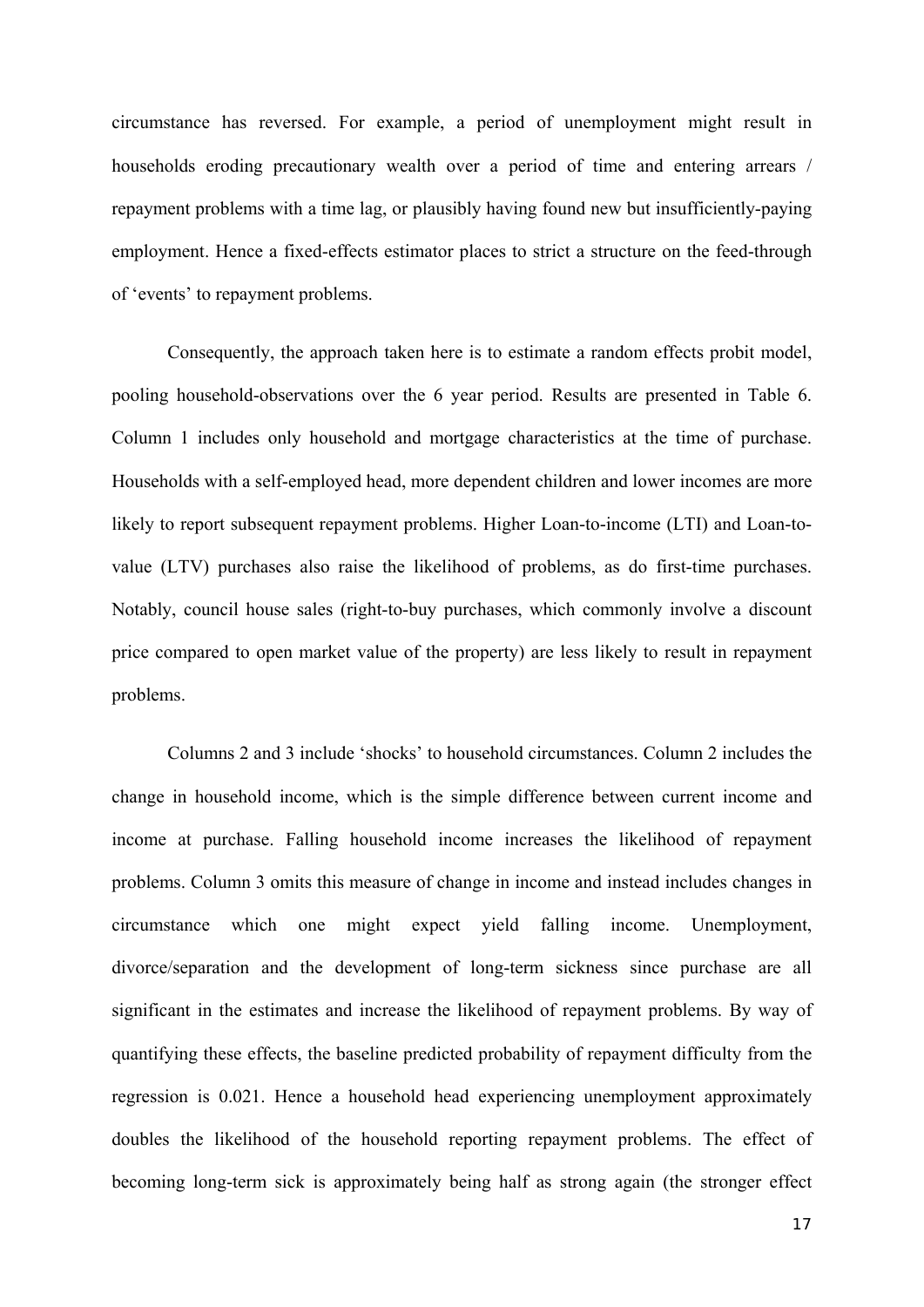circumstance has reversed. For example, a period of unemployment might result in households eroding precautionary wealth over a period of time and entering arrears / repayment problems with a time lag, or plausibly having found new but insufficiently-paying employment. Hence a fixed-effects estimator places to strict a structure on the feed-through of 'events' to repayment problems.

Consequently, the approach taken here is to estimate a random effects probit model, pooling household-observations over the 6 year period. Results are presented in Table 6. Column 1 includes only household and mortgage characteristics at the time of purchase. Households with a self-employed head, more dependent children and lower incomes are more likely to report subsequent repayment problems. Higher Loan-to-income (LTI) and Loan-to-value (LTV) purchases also raise the likelihood of problems, as do first-time purchases. Notably, council house sales (right-to-buy purchases, which commonly involve a discount price compared to open market value of the property) are less likely to result in repayment problems.

Columns 2 and 3 include 'shocks' to household circumstances. Column 2 includes the change in household income, which is the simple difference between current income and income at purchase. Falling household income increases the likelihood of repayment problems. Column 3 omits this measure of change in income and instead includes changes in circumstance which one might expect yield falling income. Unemployment, divorce/separation and the development of long-term sickness since purchase are all significant in the estimates and increase the likelihood of repayment problems. By way of quantifying these effects, the baseline predicted probability of repayment difficulty from the regression is 0.021. Hence a household head experiencing unemployment approximately doubles the likelihood of the household reporting repayment problems. The effect of becoming long-term sick is approximately being half as strong again (the stronger effect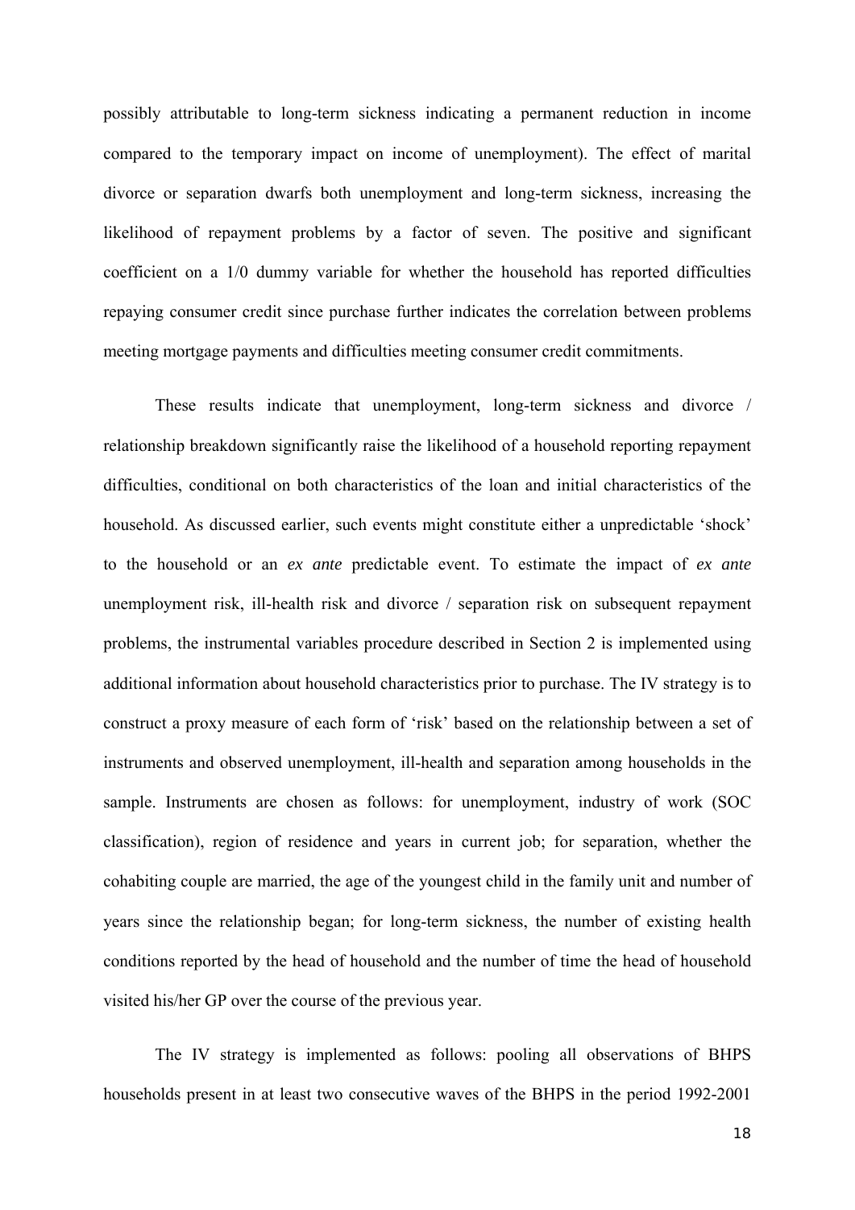possibly attributable to long-term sickness indicating a permanent reduction in income compared to the temporary impact on income of unemployment). The effect of marital divorce or separation dwarfs both unemployment and long-term sickness, increasing the likelihood of repayment problems by a factor of seven. The positive and significant coefficient on a 1/0 dummy variable for whether the household has reported difficulties repaying consumer credit since purchase further indicates the correlation between problems meeting mortgage payments and difficulties meeting consumer credit commitments.

These results indicate that unemployment, long-term sickness and divorce / relationship breakdown significantly raise the likelihood of a household reporting repayment difficulties, conditional on both characteristics of the loan and initial characteristics of the household. As discussed earlier, such events might constitute either a unpredictable 'shock' to the household or an *ex ante* predictable event. To estimate the impact of *ex ante* unemployment risk, ill-health risk and divorce / separation risk on subsequent repayment problems, the instrumental variables procedure described in Section 2 is implemented using additional information about household characteristics prior to purchase. The IV strategy is to construct a proxy measure of each form of 'risk' based on the relationship between a set of instruments and observed unemployment, ill-health and separation among households in the sample. Instruments are chosen as follows: for unemployment, industry of work (SOC classification), region of residence and years in current job; for separation, whether the cohabiting couple are married, the age of the youngest child in the family unit and number of years since the relationship began; for long-term sickness, the number of existing health conditions reported by the head of household and the number of time the head of household visited his/her GP over the course of the previous year.

The IV strategy is implemented as follows: pooling all observations of BHPS households present in at least two consecutive waves of the BHPS in the period 1992-2001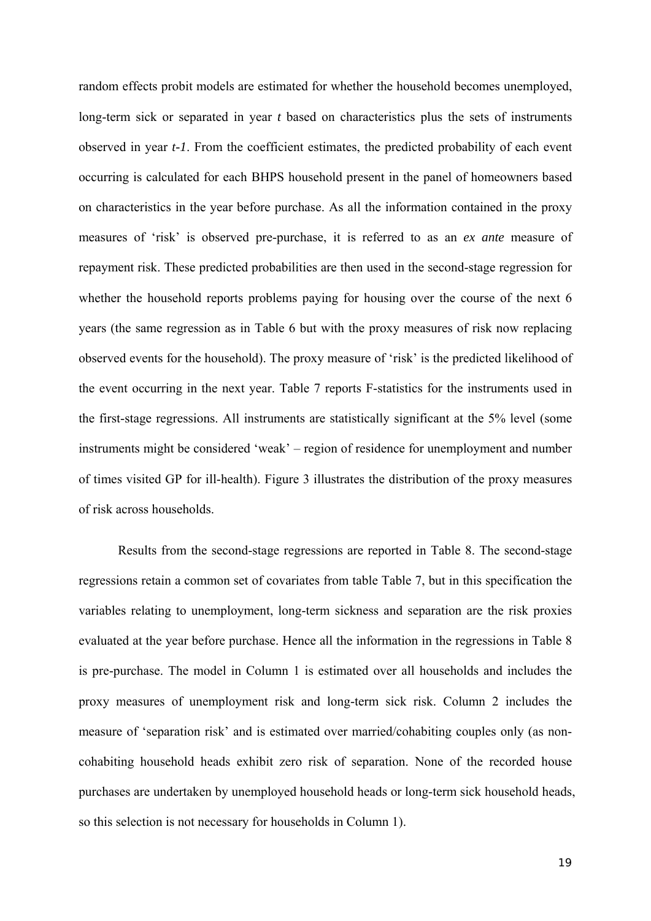random effects probit models are estimated for whether the household becomes unemployed, long-term sick or separated in year *t* based on characteristics plus the sets of instruments observed in year *t-1*. From the coefficient estimates, the predicted probability of each event occurring is calculated for each BHPS household present in the panel of homeowners based on characteristics in the year before purchase. As all the information contained in the proxy measures of 'risk' is observed pre-purchase, it is referred to as an *ex ante* measure of repayment risk. These predicted probabilities are then used in the second-stage regression for whether the household reports problems paying for housing over the course of the next 6 years (the same regression as in Table 6 but with the proxy measures of risk now replacing observed events for the household). The proxy measure of 'risk' is the predicted likelihood of the event occurring in the next year. Table 7 reports F-statistics for the instruments used in the first-stage regressions. All instruments are statistically significant at the 5% level (some instruments might be considered 'weak' – region of residence for unemployment and number of times visited GP for ill-health). Figure 3 illustrates the distribution of the proxy measures of risk across households.

Results from the second-stage regressions are reported in Table 8. The second-stage regressions retain a common set of covariates from table Table 7, but in this specification the variables relating to unemployment, long-term sickness and separation are the risk proxies evaluated at the year before purchase. Hence all the information in the regressions in Table 8 is pre-purchase. The model in Column 1 is estimated over all households and includes the proxy measures of unemployment risk and long-term sick risk. Column 2 includes the measure of 'separation risk' and is estimated over married/cohabiting couples only (as non-cohabiting household heads exhibit zero risk of separation. None of the recorded house purchases are undertaken by unemployed household heads or long-term sick household heads, so this selection is not necessary for households in Column 1).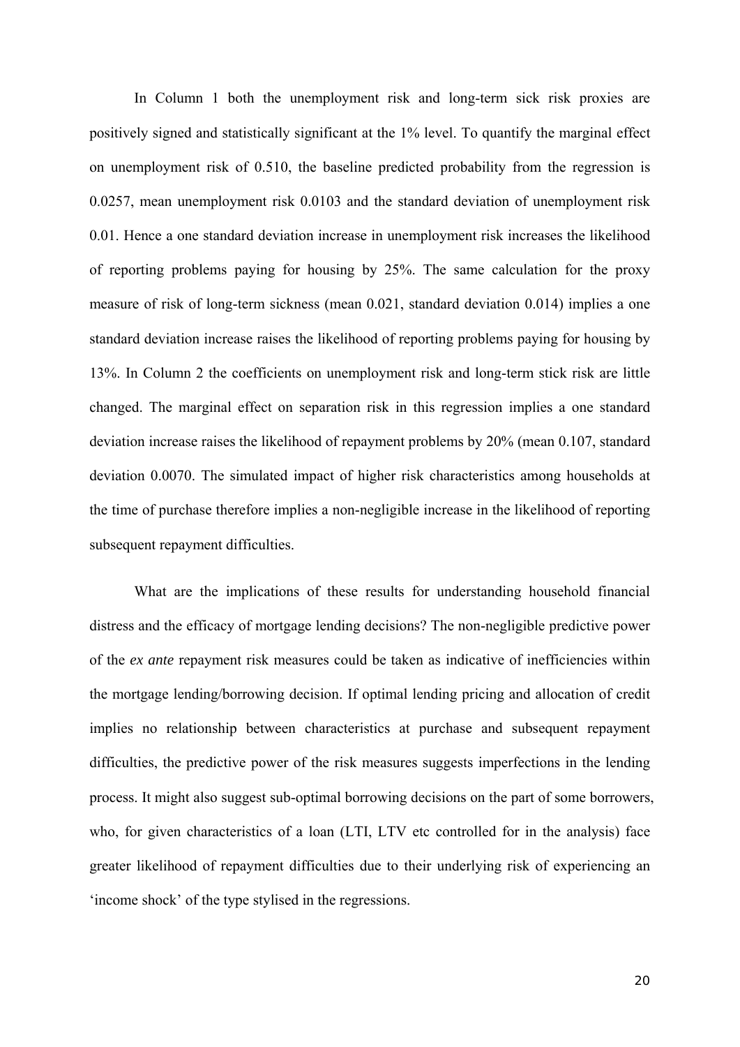In Column 1 both the unemployment risk and long-term sick risk proxies are positively signed and statistically significant at the 1% level. To quantify the marginal effect on unemployment risk of 0.510, the baseline predicted probability from the regression is 0.0257, mean unemployment risk 0.0103 and the standard deviation of unemployment risk 0.01. Hence a one standard deviation increase in unemployment risk increases the likelihood of reporting problems paying for housing by 25%. The same calculation for the proxy measure of risk of long-term sickness (mean 0.021, standard deviation 0.014) implies a one standard deviation increase raises the likelihood of reporting problems paying for housing by 13%. In Column 2 the coefficients on unemployment risk and long-term stick risk are little changed. The marginal effect on separation risk in this regression implies a one standard deviation increase raises the likelihood of repayment problems by 20% (mean 0.107, standard deviation 0.0070. The simulated impact of higher risk characteristics among households at the time of purchase therefore implies a non-negligible increase in the likelihood of reporting subsequent repayment difficulties.

What are the implications of these results for understanding household financial distress and the efficacy of mortgage lending decisions? The non-negligible predictive power of the *ex ante* repayment risk measures could be taken as indicative of inefficiencies within the mortgage lending/borrowing decision. If optimal lending pricing and allocation of credit implies no relationship between characteristics at purchase and subsequent repayment difficulties, the predictive power of the risk measures suggests imperfections in the lending process. It might also suggest sub-optimal borrowing decisions on the part of some borrowers, who, for given characteristics of a loan (LTI, LTV etc controlled for in the analysis) face greater likelihood of repayment difficulties due to their underlying risk of experiencing an 'income shock' of the type stylised in the regressions.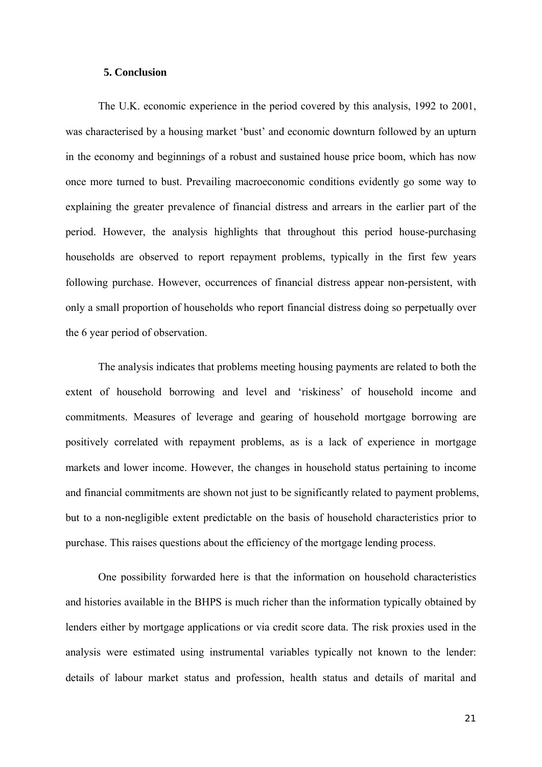## 5. Conclusion

The U.K. economic experience in the period covered by this analysis, 1992 to 2001, was characterised by a housing market 'bust' and economic downturn followed by an upturn in the economy and beginnings of a robust and sustained house price boom, which has now once more turned to bust. Prevailing macroeconomic conditions evidently go some way to explaining the greater prevalence of financial distress and arrears in the earlier part of the period. However, the analysis highlights that throughout this period house-purchasing households are observed to report repayment problems, typically in the first few years following purchase. However, occurrences of financial distress appear non-persistent, with only a small proportion of households who report financial distress doing so perpetually over the 6 year period of observation.

The analysis indicates that problems meeting housing payments are related to both the extent of household borrowing and level and 'riskiness' of household income and commitments. Measures of leverage and gearing of household mortgage borrowing are positively correlated with repayment problems, as is a lack of experience in mortgage markets and lower income. However, the changes in household status pertaining to income and financial commitments are shown not just to be significantly related to payment problems, but to a non-negligible extent predictable on the basis of household characteristics prior to purchase. This raises questions about the efficiency of the mortgage lending process.

One possibility forwarded here is that the information on household characteristics and histories available in the BHPS is much richer than the information typically obtained by lenders either by mortgage applications or via credit score data. The risk proxies used in the analysis were estimated using instrumental variables typically not known to the lender: details of labour market status and profession, health status and details of marital and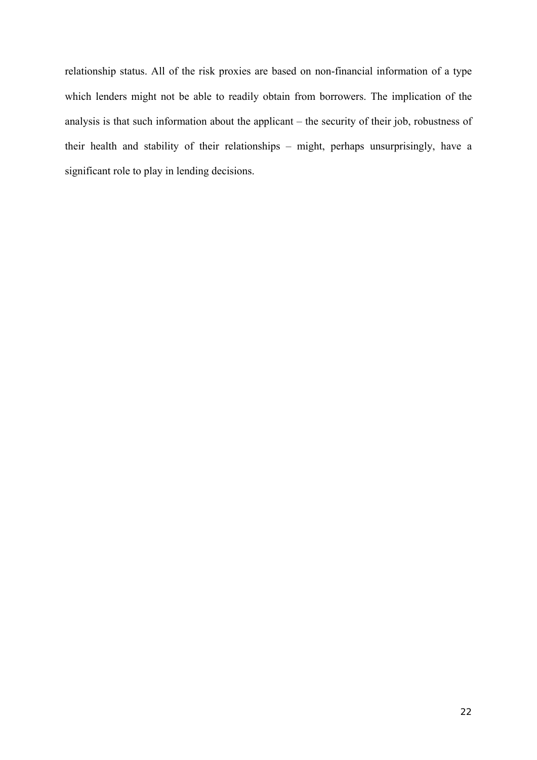relationship status. All of the risk proxies are based on non-financial information of a type which lenders might not be able to readily obtain from borrowers. The implication of the analysis is that such information about the applicant – the security of their job, robustness of their health and stability of their relationships – might, perhaps unsurprisingly, have a significant role to play in lending decisions.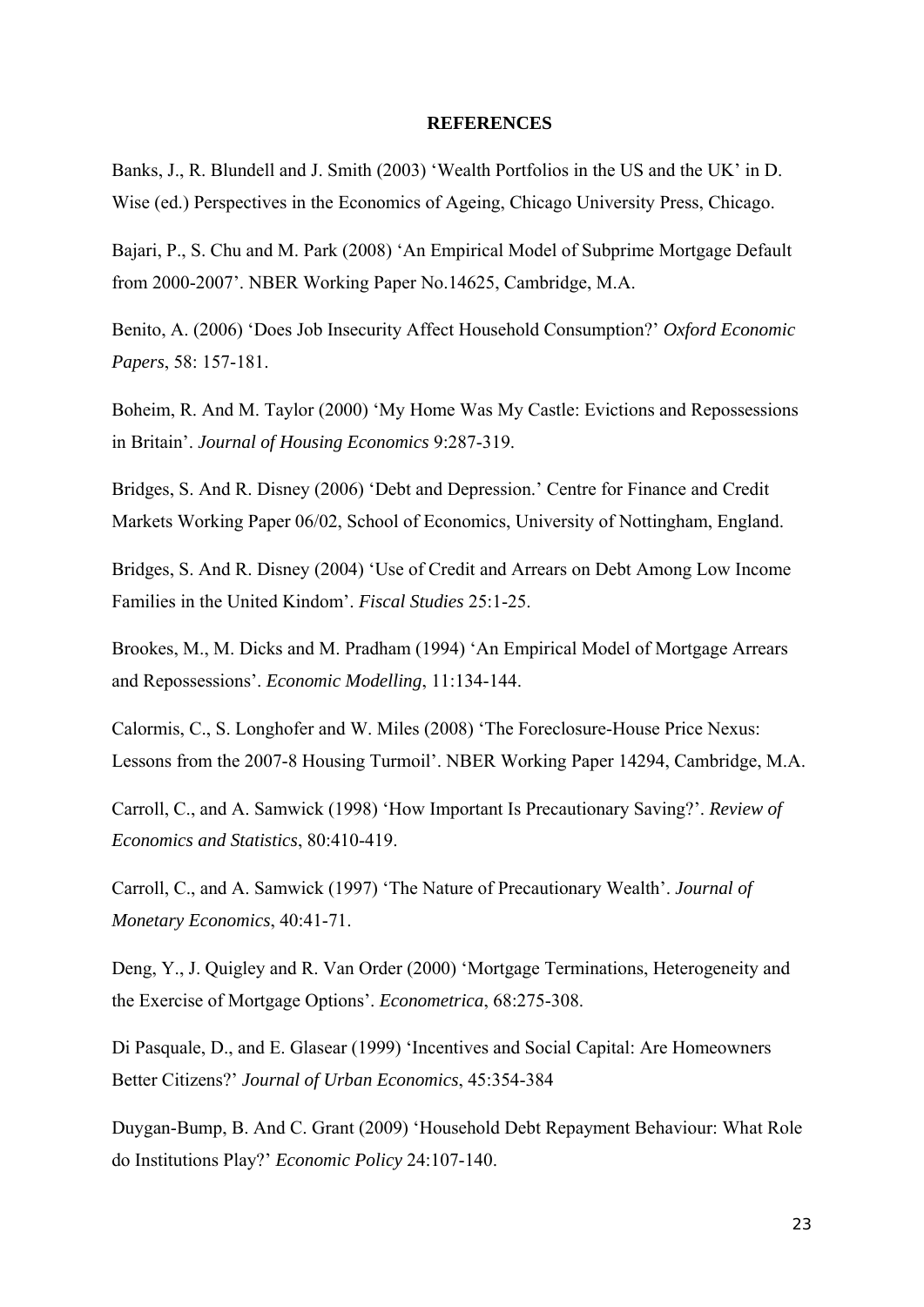**REFERENCES**

Banks, J., R. Blundell and J. Smith (2003) 'Wealth Portfolios in the US and the UK' in D. Wise (ed.) Perspectives in the Economics of Ageing, Chicago University Press, Chicago.

Bajari, P., S. Chu and M. Park (2008) 'An Empirical Model of Subprime Mortgage Default from 2000-2007'. NBER Working Paper No.14625, Cambridge, M.A.

Benito, A. (2006) 'Does Job Insecurity Affect Household Consumption?' *Oxford Economic Papers*, 58: 157-181.

Boheim, R. And M. Taylor (2000) 'My Home Was My Castle: Evictions and Repossessions in Britain'. *Journal of Housing Economics* 9:287-319.

Bridges, S. And R. Disney (2006) 'Debt and Depression.' Centre for Finance and Credit Markets Working Paper 06/02, School of Economics, University of Nottingham, England.

Bridges, S. And R. Disney (2004) 'Use of Credit and Arrears on Debt Among Low Income Families in the United Kindom'. *Fiscal Studies* 25:1-25.

Brookes, M., M. Dicks and M. Pradham (1994) 'An Empirical Model of Mortgage Arrears and Repossessions'. *Economic Modelling*, 11:134-144.

Calormis, C., S. Longhofer and W. Miles (2008) 'The Foreclosure-House Price Nexus: Lessons from the 2007-8 Housing Turmoil'. NBER Working Paper 14294, Cambridge, M.A.

Carroll, C., and A. Samwick (1998) 'How Important Is Precautionary Saving?'. *Review of Economics and Statistics*, 80:410-419.

Carroll, C., and A. Samwick (1997) 'The Nature of Precautionary Wealth'. *Journal of Monetary Economics*, 40:41-71.

Deng, Y., J. Quigley and R. Van Order (2000) 'Mortgage Terminations, Heterogeneity and the Exercise of Mortgage Options'. *Econometrica*, 68:275-308.

Di Pasquale, D., and E. Glasear (1999) 'Incentives and Social Capital: Are Homeowners Better Citizens?' *Journal of Urban Economics*, 45:354-384

Duygan-Bump, B. And C. Grant (2009) 'Household Debt Repayment Behaviour: What Role do Institutions Play?' *Economic Policy* 24:107-140.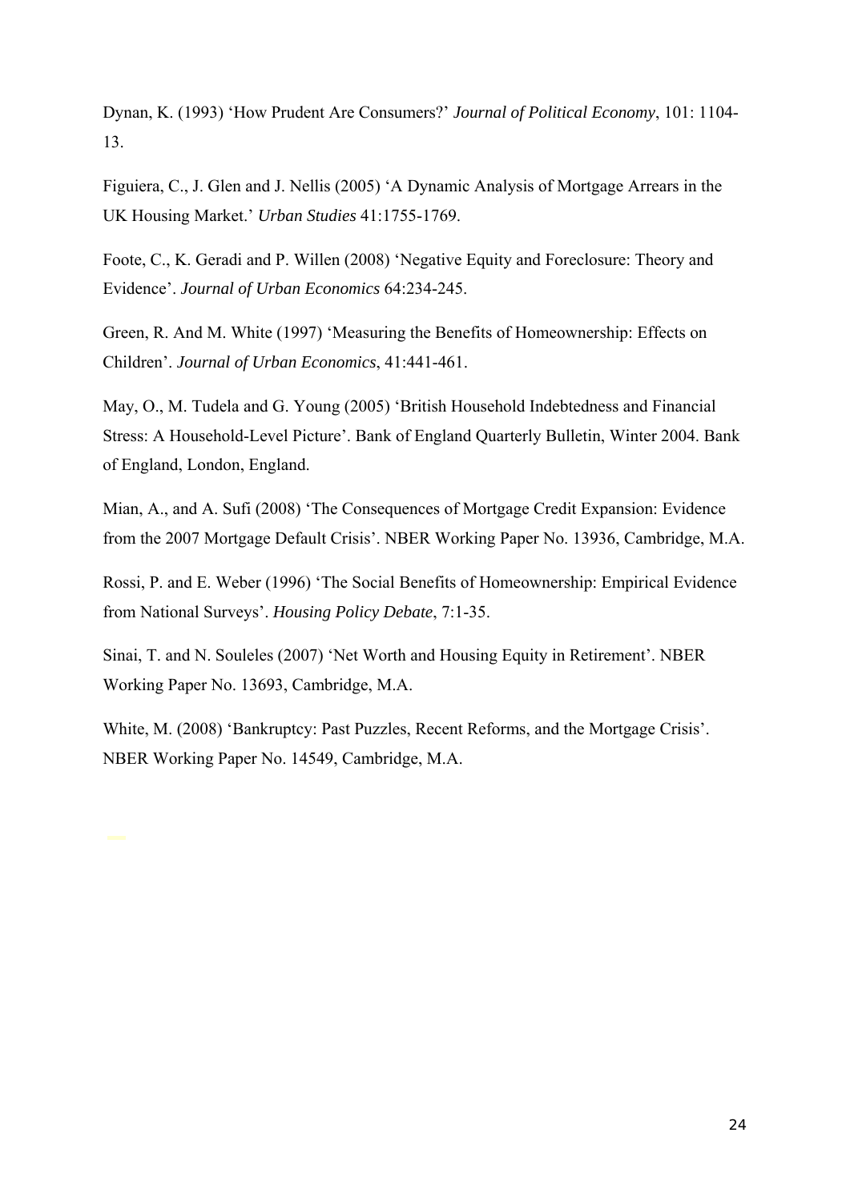Dynan, K. (1993) 'How Prudent Are Consumers?' *Journal of Political Economy*, 101: 1104-13.

Figuiera, C., J. Glen and J. Nellis (2005) 'A Dynamic Analysis of Mortgage Arrears in the UK Housing Market.' *Urban Studies* 41:1755-1769.

Foote, C., K. Geradi and P. Willen (2008) 'Negative Equity and Foreclosure: Theory and Evidence'. *Journal of Urban Economics* 64:234-245.

Green, R. And M. White (1997) 'Measuring the Benefits of Homeownership: Effects on Children'. *Journal of Urban Economics*, 41:441-461.

May, O., M. Tudela and G. Young (2005) 'British Household Indebtedness and Financial Stress: A Household-Level Picture'. Bank of England Quarterly Bulletin, Winter 2004. Bank of England, London, England.

Mian, A., and A. Sufi (2008) 'The Consequences of Mortgage Credit Expansion: Evidence from the 2007 Mortgage Default Crisis'. NBER Working Paper No. 13936, Cambridge, M.A.

Rossi, P. and E. Weber (1996) 'The Social Benefits of Homeownership: Empirical Evidence from National Surveys'. *Housing Policy Debate*, 7:1-35.

Sinai, T. and N. Souleles (2007) 'Net Worth and Housing Equity in Retirement'. NBER Working Paper No. 13693, Cambridge, M.A.

White, M. (2008) 'Bankruptcy: Past Puzzles, Recent Reforms, and the Mortgage Crisis'. NBER Working Paper No. 14549, Cambridge, M.A.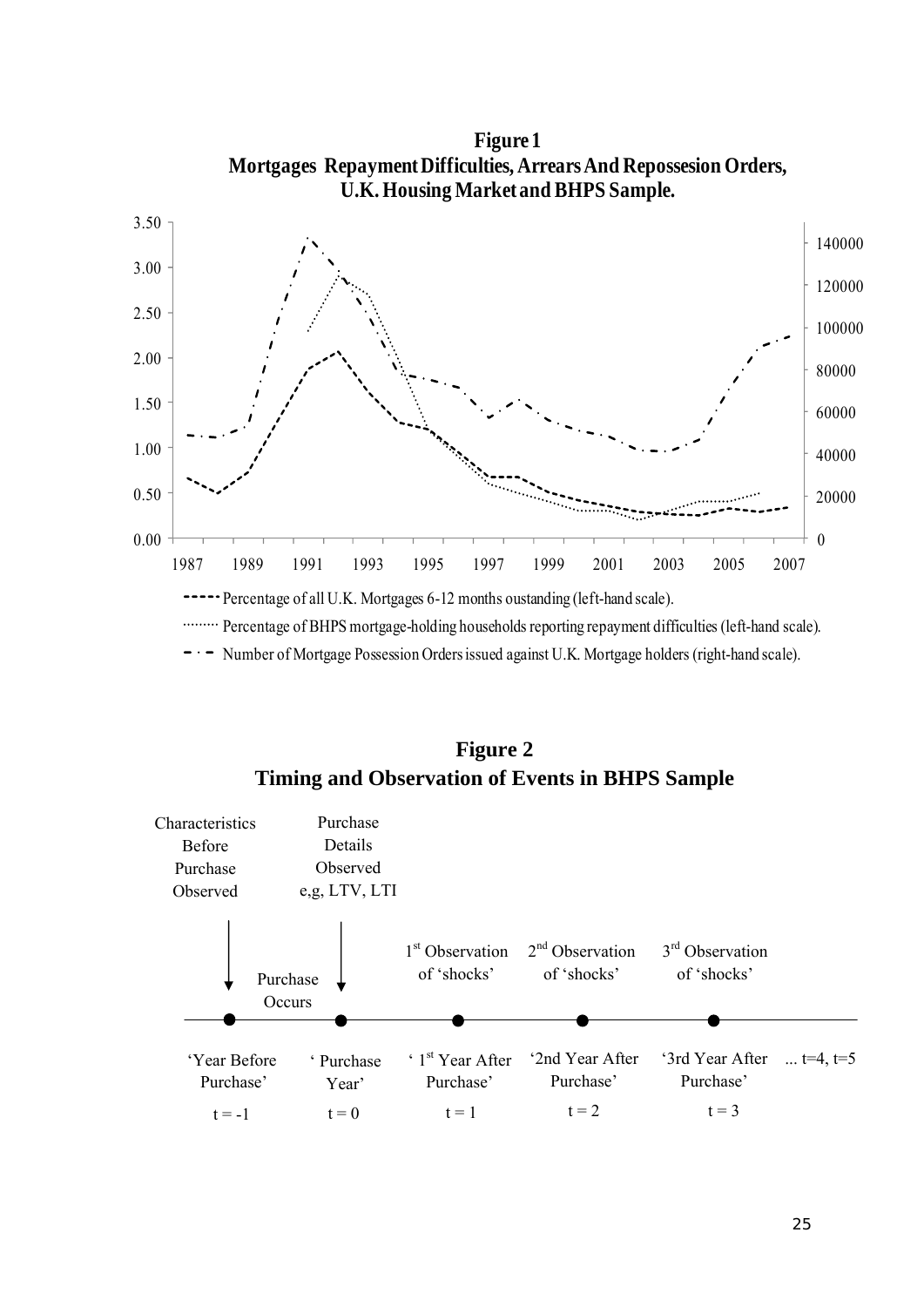**Figure 1**
**Mortgages Repayment Difficulties, Arrears And Repossesion Orders, U.K. Housing Market and BHPS Sample.**

----- Percentage of all U.K. Mortgages 6-12 months oustanding (left-hand scale).

········ Percentage of BHPS mortgage-holding households reporting repayment difficulties (left-hand scale).

-·- Number of Mortgage Possession Orders issued against U.K. Mortgage holders (right-hand scale).

**Figure 2**
**Timing and Observation of Events in BHPS Sample**

| | | | | | |
|---|---|---|---|---|---|
| Characteristics Before Purchase Observed | Purchase Details Observed e,g, LTV, LTI | 1st Observation of 'shocks' | 2nd Observation of 'shocks' | 3rd Observation of 'shocks' | |
| 'Year Before Purchase' | ' Purchase Year' | ' 1st Year After Purchase' | '2nd Year After Purchase' | '3rd Year After Purchase' | ... t=4, t=5 |
| t = -1 | t = 0 | t = 1 | t = 2 | t = 3 | |

Purchase Occurs (between t = -1 and t = 0)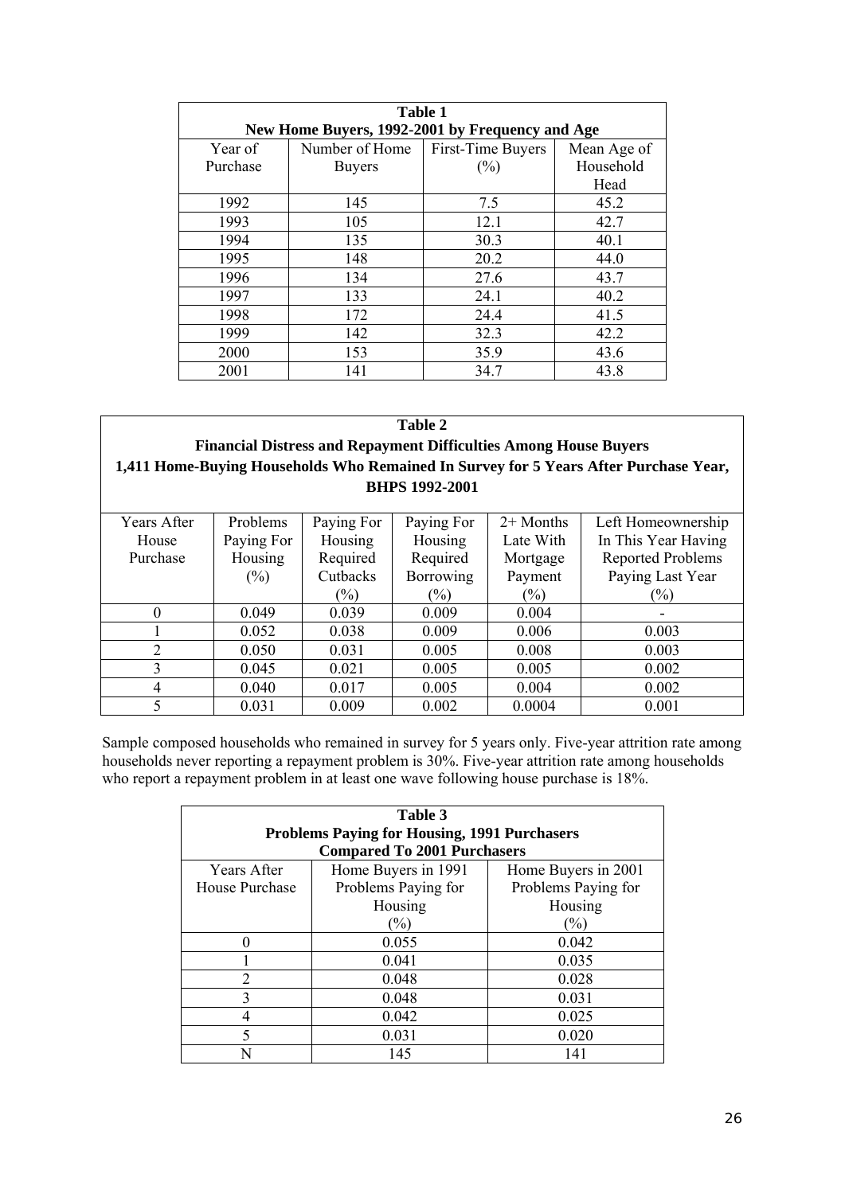| Table 1 | | | |
|---|---|---|---|
| **New Home Buyers, 1992-2001 by Frequency and Age** | | | |
| Year of Purchase | Number of Home Buyers | First-Time Buyers (%) | Mean Age of Household Head |
| 1992 | 145 | 7.5 | 45.2 |
| 1993 | 105 | 12.1 | 42.7 |
| 1994 | 135 | 30.3 | 40.1 |
| 1995 | 148 | 20.2 | 44.0 |
| 1996 | 134 | 27.6 | 43.7 |
| 1997 | 133 | 24.1 | 40.2 |
| 1998 | 172 | 24.4 | 41.5 |
| 1999 | 142 | 32.3 | 42.2 |
| 2000 | 153 | 35.9 | 43.6 |
| 2001 | 141 | 34.7 | 43.8 |

**Table 2**
**Financial Distress and Repayment Difficulties Among House Buyers**
**1,411 Home-Buying Households Who Remained In Survey for 5 Years After Purchase Year, BHPS 1992-2001**

| Years After House Purchase | Problems Paying For Housing (%) | Paying For Housing Required Cutbacks (%) | Paying For Housing Required Borrowing (%) | 2+ Months Late With Mortgage Payment (%) | Left Homeownership In This Year Having Reported Problems Paying Last Year (%) |
|---|---|---|---|---|---|
| 0 | 0.049 | 0.039 | 0.009 | 0.004 | - |
| 1 | 0.052 | 0.038 | 0.009 | 0.006 | 0.003 |
| 2 | 0.050 | 0.031 | 0.005 | 0.008 | 0.003 |
| 3 | 0.045 | 0.021 | 0.005 | 0.005 | 0.002 |
| 4 | 0.040 | 0.017 | 0.005 | 0.004 | 0.002 |
| 5 | 0.031 | 0.009 | 0.002 | 0.0004 | 0.001 |

Sample composed households who remained in survey for 5 years only. Five-year attrition rate among households never reporting a repayment problem is 30%. Five-year attrition rate among households who report a repayment problem in at least one wave following house purchase is 18%.

**Table 3**
**Problems Paying for Housing, 1991 Purchasers Compared To 2001 Purchasers**

| Years After House Purchase | Home Buyers in 1991 Problems Paying for Housing (%) | Home Buyers in 2001 Problems Paying for Housing (%) |
|---|---|---|
| 0 | 0.055 | 0.042 |
| 1 | 0.041 | 0.035 |
| 2 | 0.048 | 0.028 |
| 3 | 0.048 | 0.031 |
| 4 | 0.042 | 0.025 |
| 5 | 0.031 | 0.020 |
| N | 145 | 141 |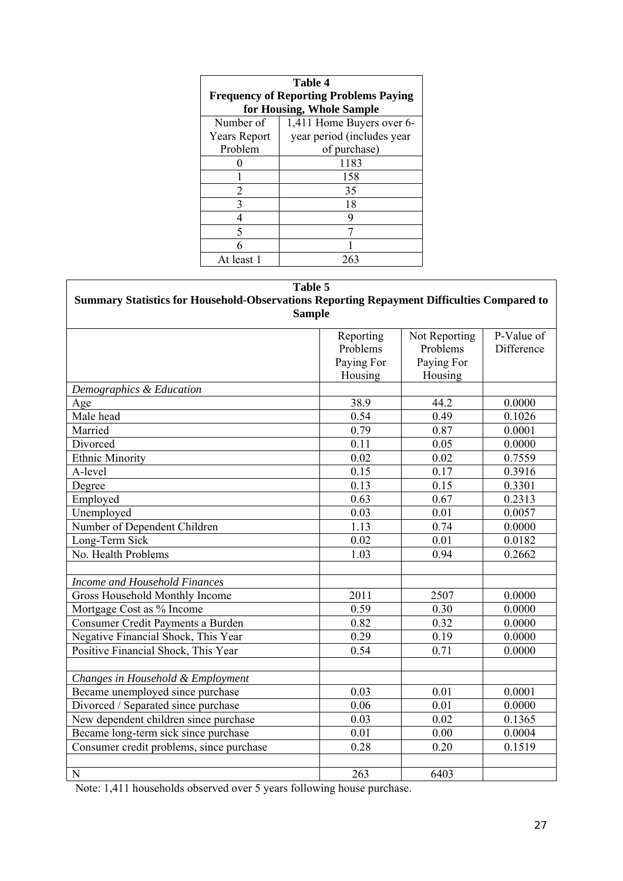**Table 4**
**Frequency of Reporting Problems Paying for Housing, Whole Sample**

| Number of Years Report Problem | 1,411 Home Buyers over 6-year period (includes year of purchase) |
|---|---|
| 0 | 1183 |
| 1 | 158 |
| 2 | 35 |
| 3 | 18 |
| 4 | 9 |
| 5 | 7 |
| 6 | 1 |
| At least 1 | 263 |

**Table 5**
**Summary Statistics for Household-Observations Reporting Repayment Difficulties Compared to Sample**

| | Reporting Problems Paying For Housing | Not Reporting Problems Paying For Housing | P-Value of Difference |
|---|---|---|---|
| *Demographics & Education* | | | |
| Age | 38.9 | 44.2 | 0.0000 |
| Male head | 0.54 | 0.49 | 0.1026 |
| Married | 0.79 | 0.87 | 0.0001 |
| Divorced | 0.11 | 0.05 | 0.0000 |
| Ethnic Minority | 0.02 | 0.02 | 0.7559 |
| A-level | 0.15 | 0.17 | 0.3916 |
| Degree | 0.13 | 0.15 | 0.3301 |
| Employed | 0.63 | 0.67 | 0.2313 |
| Unemployed | 0.03 | 0.01 | 0.0057 |
| Number of Dependent Children | 1.13 | 0.74 | 0.0000 |
| Long-Term Sick | 0.02 | 0.01 | 0.0182 |
| No. Health Problems | 1.03 | 0.94 | 0.2662 |
| | | | |
| *Income and Household Finances* | | | |
| Gross Household Monthly Income | 2011 | 2507 | 0.0000 |
| Mortgage Cost as % Income | 0.59 | 0.30 | 0.0000 |
| Consumer Credit Payments a Burden | 0.82 | 0.32 | 0.0000 |
| Negative Financial Shock, This Year | 0.29 | 0.19 | 0.0000 |
| Positive Financial Shock, This Year | 0.54 | 0.71 | 0.0000 |
| | | | |
| *Changes in Household & Employment* | | | |
| Became unemployed since purchase | 0.03 | 0.01 | 0.0001 |
| Divorced / Separated since purchase | 0.06 | 0.01 | 0.0000 |
| New dependent children since purchase | 0.03 | 0.02 | 0.1365 |
| Became long-term sick since purchase | 0.01 | 0.00 | 0.0004 |
| Consumer credit problems, since purchase | 0.28 | 0.20 | 0.1519 |
| | | | |
| N | 263 | 6403 | |

Note: 1,411 households observed over 5 years following house purchase.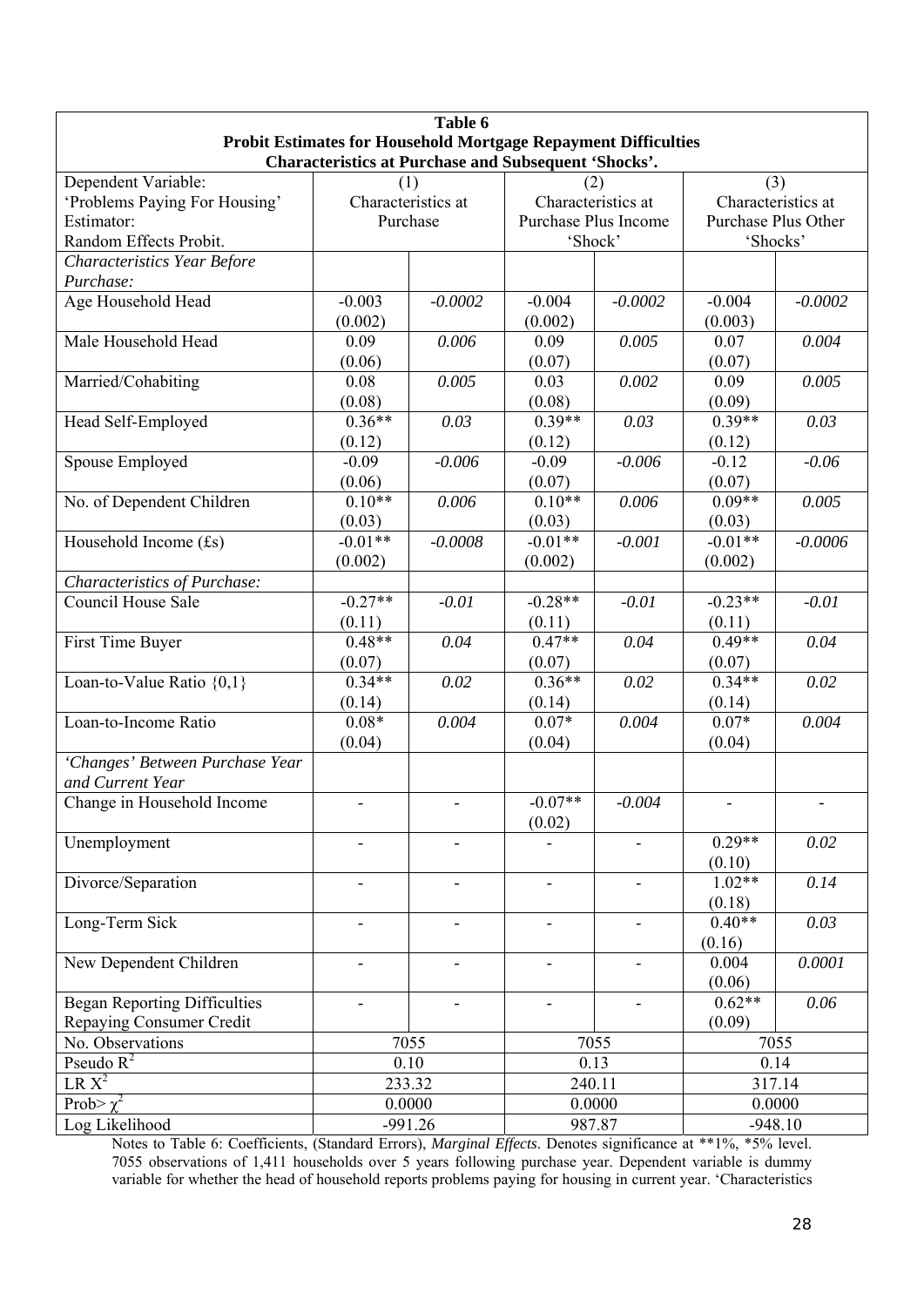**Table 6**
**Probit Estimates for Household Mortgage Repayment Difficulties**
**Characteristics at Purchase and Subsequent 'Shocks'.**

| Dependent Variable: 'Problems Paying For Housing' Estimator: Random Effects Probit. | (1) Characteristics at Purchase | | (2) Characteristics at Purchase Plus Income 'Shock' | | (3) Characteristics at Purchase Plus Other 'Shocks' | |
|---|---|---|---|---|---|---|
| *Characteristics Year Before Purchase:* | | | | | | |
| Age Household Head | -0.003 (0.002) | *-0.0002* | -0.004 (0.002) | *-0.0002* | -0.004 (0.003) | *-0.0002* |
| Male Household Head | 0.09 (0.06) | *0.006* | 0.09 (0.07) | *0.005* | 0.07 (0.07) | *0.004* |
| Married/Cohabiting | 0.08 (0.08) | *0.005* | 0.03 (0.08) | *0.002* | 0.09 (0.09) | *0.005* |
| Head Self-Employed | 0.36** (0.12) | *0.03* | 0.39** (0.12) | *0.03* | 0.39** (0.12) | *0.03* |
| Spouse Employed | -0.09 (0.06) | *-0.006* | -0.09 (0.07) | *-0.006* | -0.12 (0.07) | *-0.06* |
| No. of Dependent Children | 0.10** (0.03) | *0.006* | 0.10** (0.03) | *0.006* | 0.09** (0.03) | *0.005* |
| Household Income (£s) | -0.01** (0.002) | *-0.0008* | -0.01** (0.002) | *-0.001* | -0.01** (0.002) | *-0.0006* |
| *Characteristics of Purchase:* | | | | | | |
| Council House Sale | -0.27** (0.11) | *-0.01* | -0.28** (0.11) | *-0.01* | -0.23** (0.11) | *-0.01* |
| First Time Buyer | 0.48** (0.07) | *0.04* | 0.47** (0.07) | *0.04* | 0.49** (0.07) | *0.04* |
| Loan-to-Value Ratio {0,1} | 0.34** (0.14) | *0.02* | 0.36** (0.14) | *0.02* | 0.34** (0.14) | *0.02* |
| Loan-to-Income Ratio | 0.08* (0.04) | *0.004* | 0.07* (0.04) | *0.004* | 0.07* (0.04) | *0.004* |
| *'Changes' Between Purchase Year and Current Year* | | | | | | |
| Change in Household Income | - | - | -0.07** (0.02) | *-0.004* | - | - |
| Unemployment | - | - | - | - | 0.29** (0.10) | *0.02* |
| Divorce/Separation | - | - | - | - | 1.02** (0.18) | *0.14* |
| Long-Term Sick | - | - | - | - | 0.40** (0.16) | *0.03* |
| New Dependent Children | - | - | - | - | 0.004 (0.06) | *0.0001* |
| Began Reporting Difficulties Repaying Consumer Credit | - | - | - | - | 0.62** (0.09) | *0.06* |
| No. Observations | 7055 | | 7055 | | 7055 | |
| Pseudo $R^2$ | 0.10 | | 0.13 | | 0.14 | |
| LR $X^2$ | 233.32 | | 240.11 | | 317.14 | |
| Prob> $\chi^2$ | 0.0000 | | 0.0000 | | 0.0000 | |
| Log Likelihood | -991.26 | | 987.87 | | -948.10 | |

Notes to Table 6: Coefficients, (Standard Errors), *Marginal Effects*. Denotes significance at **1%, *5% level. 7055 observations of 1,411 households over 5 years following purchase year. Dependent variable is dummy variable for whether the head of household reports problems paying for housing in current year. 'Characteristics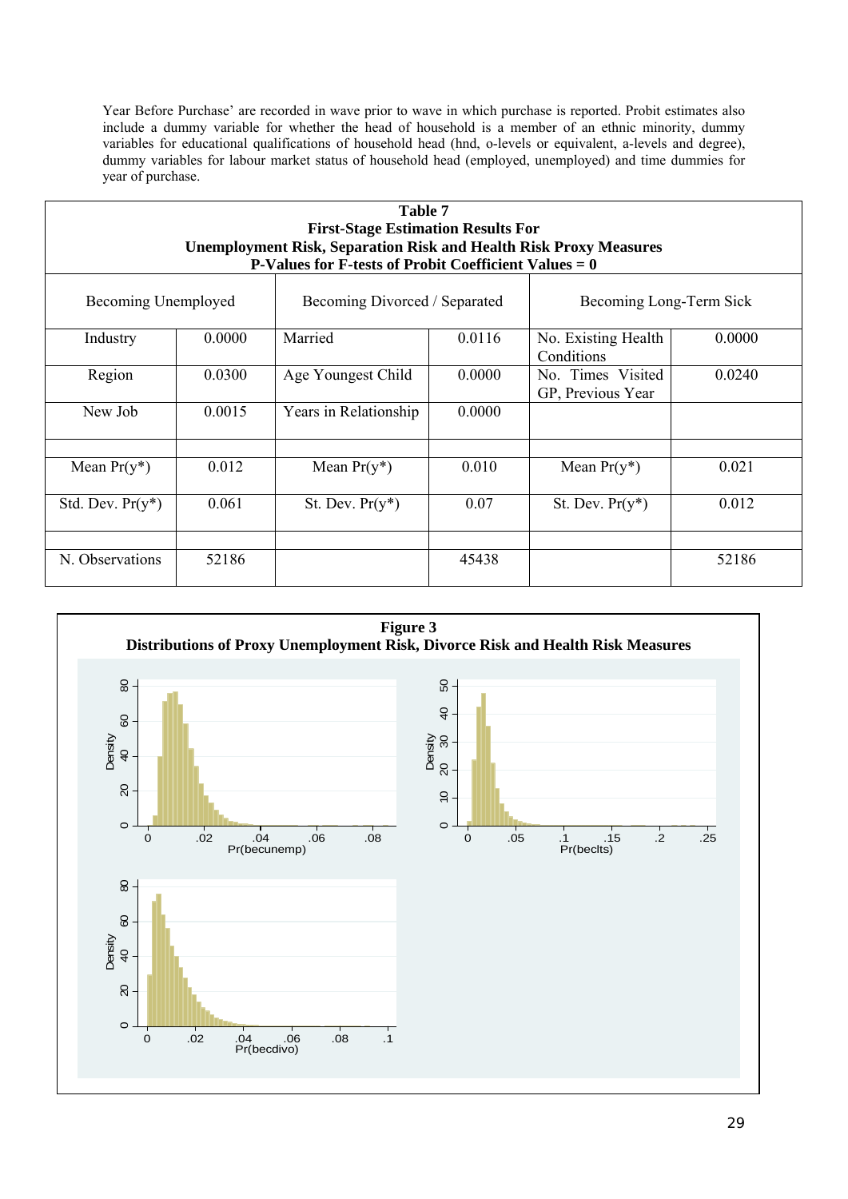Year Before Purchase' are recorded in wave prior to wave in which purchase is reported. Probit estimates also include a dummy variable for whether the head of household is a member of an ethnic minority, dummy variables for educational qualifications of household head (hnd, o-levels or equivalent, a-levels and degree), dummy variables for labour market status of household head (employed, unemployed) and time dummies for year of purchase.

**Table 7**
**First-Stage Estimation Results For**
**Unemployment Risk, Separation Risk and Health Risk Proxy Measures**
**P-Values for F-tests of Probit Coefficient Values = 0**

| Becoming Unemployed | | Becoming Divorced / Separated | | Becoming Long-Term Sick | |
|---|---|---|---|---|---|
| Industry | 0.0000 | Married | 0.0116 | No. Existing Health Conditions | 0.0000 |
| Region | 0.0300 | Age Youngest Child | 0.0000 | No. Times Visited GP, Previous Year | 0.0240 |
| New Job | 0.0015 | Years in Relationship | 0.0000 | | |
| | | | | | |
| Mean Pr(y*) | 0.012 | Mean Pr(y*) | 0.010 | Mean Pr(y*) | 0.021 |
| Std. Dev. Pr(y*) | 0.061 | St. Dev. Pr(y*) | 0.07 | St. Dev. Pr(y*) | 0.012 |
| | | | | | |
| N. Observations | 52186 | | 45438 | | 52186 |

**Figure 3**
**Distributions of Proxy Unemployment Risk, Divorce Risk and Health Risk Measures**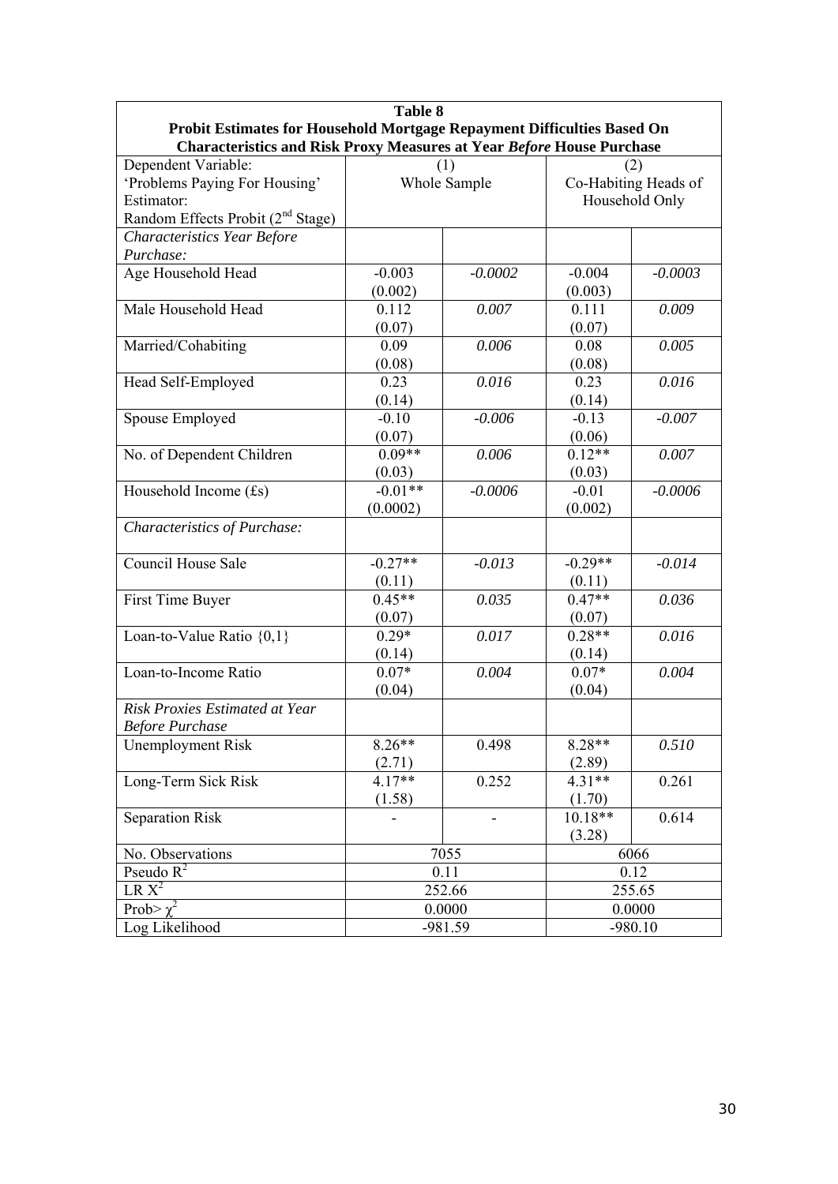**Table 8**
**Probit Estimates for Household Mortgage Repayment Difficulties Based On Characteristics and Risk Proxy Measures at Year *Before* House Purchase**

| Dependent Variable: 'Problems Paying For Housing' Estimator: Random Effects Probit (2nd Stage) | (1) Whole Sample | | (2) Co-Habiting Heads of Household Only | |
|---|---|---|---|---|
| *Characteristics Year Before Purchase:* | | | | |
| Age Household Head | -0.003 (0.002) | *-0.0002* | -0.004 (0.003) | *-0.0003* |
| Male Household Head | 0.112 (0.07) | *0.007* | 0.111 (0.07) | *0.009* |
| Married/Cohabiting | 0.09 (0.08) | *0.006* | 0.08 (0.08) | *0.005* |
| Head Self-Employed | 0.23 (0.14) | *0.016* | 0.23 (0.14) | *0.016* |
| Spouse Employed | -0.10 (0.07) | *-0.006* | -0.13 (0.06) | *-0.007* |
| No. of Dependent Children | 0.09** (0.03) | *0.006* | 0.12** (0.03) | *0.007* |
| Household Income (£s) | -0.01** (0.0002) | *-0.0006* | -0.01 (0.002) | *-0.0006* |
| *Characteristics of Purchase:* | | | | |
| Council House Sale | -0.27** (0.11) | *-0.013* | -0.29** (0.11) | *-0.014* |
| First Time Buyer | 0.45** (0.07) | *0.035* | 0.47** (0.07) | *0.036* |
| Loan-to-Value Ratio {0,1} | 0.29* (0.14) | *0.017* | 0.28** (0.14) | *0.016* |
| Loan-to-Income Ratio | 0.07* (0.04) | *0.004* | 0.07* (0.04) | *0.004* |
| *Risk Proxies Estimated at Year Before Purchase* | | | | |
| Unemployment Risk | 8.26** (2.71) | 0.498 | 8.28** (2.89) | *0.510* |
| Long-Term Sick Risk | 4.17** (1.58) | 0.252 | 4.31** (1.70) | 0.261 |
| Separation Risk | - | - | 10.18** (3.28) | 0.614 |
| No. Observations | 7055 | | 6066 | |
| Pseudo $R^2$ | 0.11 | | 0.12 | |
| LR $X^2$ | 252.66 | | 255.65 | |
| Prob> $\chi^2$ | 0.0000 | | 0.0000 | |
| Log Likelihood | -981.59 | | -980.10 | |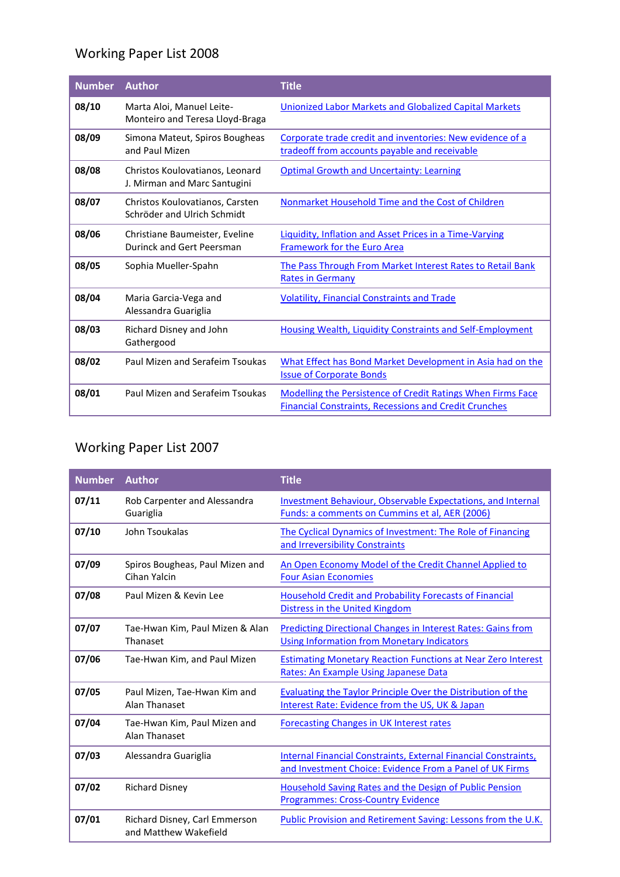## Working Paper List 2008

| Number | Author | Title |
|---|---|---|
| **08/10** | Marta Aloi, Manuel Leite-Monteiro and Teresa Lloyd-Braga | Unionized Labor Markets and Globalized Capital Markets |
| **08/09** | Simona Mateut, Spiros Bougheas and Paul Mizen | Corporate trade credit and inventories: New evidence of a tradeoff from accounts payable and receivable |
| **08/08** | Christos Koulovatianos, Leonard J. Mirman and Marc Santugini | Optimal Growth and Uncertainty: Learning |
| **08/07** | Christos Koulovatianos, Carsten Schröder and Ulrich Schmidt | Nonmarket Household Time and the Cost of Children |
| **08/06** | Christiane Baumeister, Eveline Durinck and Gert Peersman | Liquidity, Inflation and Asset Prices in a Time-Varying Framework for the Euro Area |
| **08/05** | Sophia Mueller-Spahn | The Pass Through From Market Interest Rates to Retail Bank Rates in Germany |
| **08/04** | Maria Garcia-Vega and Alessandra Guariglia | Volatility, Financial Constraints and Trade |
| **08/03** | Richard Disney and John Gathergood | Housing Wealth, Liquidity Constraints and Self-Employment |
| **08/02** | Paul Mizen and Serafeim Tsoukas | What Effect has Bond Market Development in Asia had on the Issue of Corporate Bonds |
| **08/01** | Paul Mizen and Serafeim Tsoukas | Modelling the Persistence of Credit Ratings When Firms Face Financial Constraints, Recessions and Credit Crunches |

## Working Paper List 2007

| Number | Author | Title |
|---|---|---|
| **07/11** | Rob Carpenter and Alessandra Guariglia | Investment Behaviour, Observable Expectations, and Internal Funds: a comments on Cummins et al, AER (2006) |
| **07/10** | John Tsoukalas | The Cyclical Dynamics of Investment: The Role of Financing and Irreversibility Constraints |
| **07/09** | Spiros Bougheas, Paul Mizen and Cihan Yalcin | An Open Economy Model of the Credit Channel Applied to Four Asian Economies |
| **07/08** | Paul Mizen & Kevin Lee | Household Credit and Probability Forecasts of Financial Distress in the United Kingdom |
| **07/07** | Tae-Hwan Kim, Paul Mizen & Alan Thanaset | Predicting Directional Changes in Interest Rates: Gains from Using Information from Monetary Indicators |
| **07/06** | Tae-Hwan Kim, and Paul Mizen | Estimating Monetary Reaction Functions at Near Zero Interest Rates: An Example Using Japanese Data |
| **07/05** | Paul Mizen, Tae-Hwan Kim and Alan Thanaset | Evaluating the Taylor Principle Over the Distribution of the Interest Rate: Evidence from the US, UK & Japan |
| **07/04** | Tae-Hwan Kim, Paul Mizen and Alan Thanaset | Forecasting Changes in UK Interest rates |
| **07/03** | Alessandra Guariglia | Internal Financial Constraints, External Financial Constraints, and Investment Choice: Evidence From a Panel of UK Firms |
| **07/02** | Richard Disney | Household Saving Rates and the Design of Public Pension Programmes: Cross-Country Evidence |
| **07/01** | Richard Disney, Carl Emmerson and Matthew Wakefield | Public Provision and Retirement Saving: Lessons from the U.K. |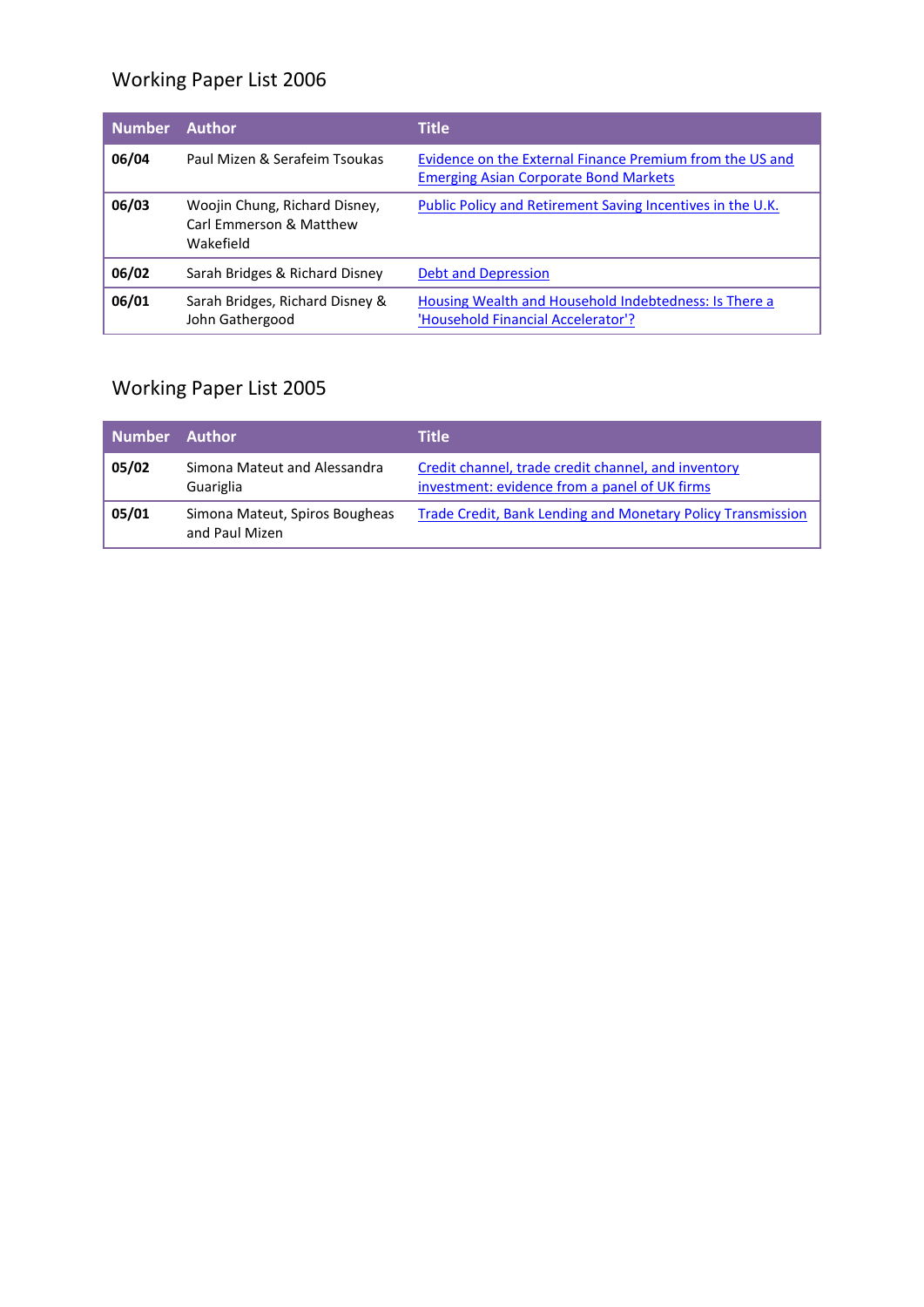## Working Paper List 2006

| Number | Author | Title |
|---|---|---|
| **06/04** | Paul Mizen & Serafeim Tsoukas | Evidence on the External Finance Premium from the US and Emerging Asian Corporate Bond Markets |
| **06/03** | Woojin Chung, Richard Disney, Carl Emmerson & Matthew Wakefield | Public Policy and Retirement Saving Incentives in the U.K. |
| **06/02** | Sarah Bridges & Richard Disney | Debt and Depression |
| **06/01** | Sarah Bridges, Richard Disney & John Gathergood | Housing Wealth and Household Indebtedness: Is There a 'Household Financial Accelerator'? |

## Working Paper List 2005

| Number | Author | Title |
|---|---|---|
| **05/02** | Simona Mateut and Alessandra Guariglia | Credit channel, trade credit channel, and inventory investment: evidence from a panel of UK firms |
| **05/01** | Simona Mateut, Spiros Bougheas and Paul Mizen | Trade Credit, Bank Lending and Monetary Policy Transmission |